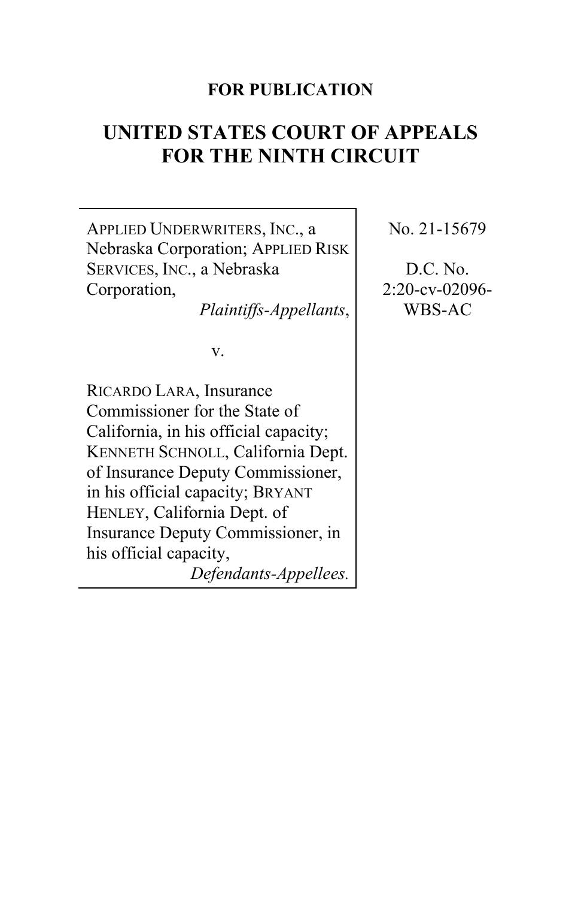**FOR PUBLICATION**

# UNITED STATES COURT OF APPEALS FOR THE NINTH CIRCUIT

| | |
|---|---|
| APPLIED UNDERWRITERS, INC., a Nebraska Corporation; APPLIED RISK SERVICES, INC., a Nebraska Corporation,<br>*Plaintiffs-Appellants*,<br><br>v.<br><br>RICARDO LARA, Insurance Commissioner for the State of California, in his official capacity; KENNETH SCHNOLL, California Dept. of Insurance Deputy Commissioner, in his official capacity; BRYANT HENLEY, California Dept. of Insurance Deputy Commissioner, in his official capacity,<br>*Defendants-Appellees.* | No. 21-15679<br><br>D.C. No. 2:20-cv-02096-WBS-AC |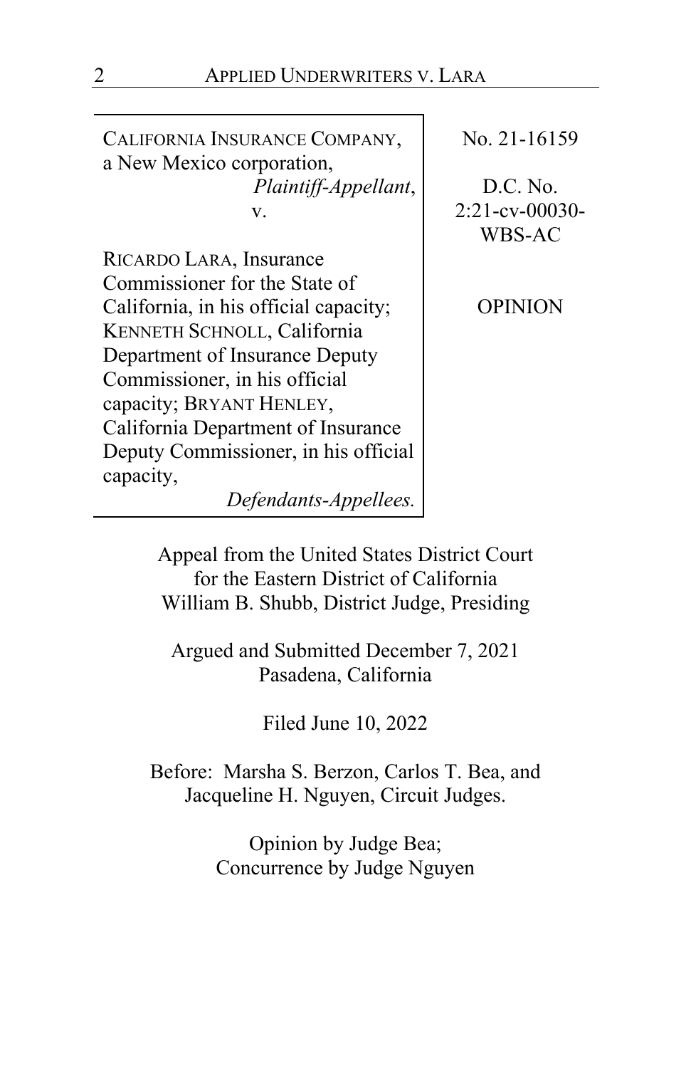| | |
|---|---|
| CALIFORNIA INSURANCE COMPANY, a New Mexico corporation, *Plaintiff-Appellant*, v. RICARDO LARA, Insurance Commissioner for the State of California, in his official capacity; KENNETH SCHNOLL, California Department of Insurance Deputy Commissioner, in his official capacity; BRYANT HENLEY, California Department of Insurance Deputy Commissioner, in his official capacity, *Defendants-Appellees.* | No. 21-16159<br><br>D.C. No. 2:21-cv-00030-WBS-AC<br><br>OPINION |

Appeal from the United States District Court for the Eastern District of California
William B. Shubb, District Judge, Presiding

Argued and Submitted December 7, 2021
Pasadena, California

Filed June 10, 2022

Before: Marsha S. Berzon, Carlos T. Bea, and Jacqueline H. Nguyen, Circuit Judges.

Opinion by Judge Bea;
Concurrence by Judge Nguyen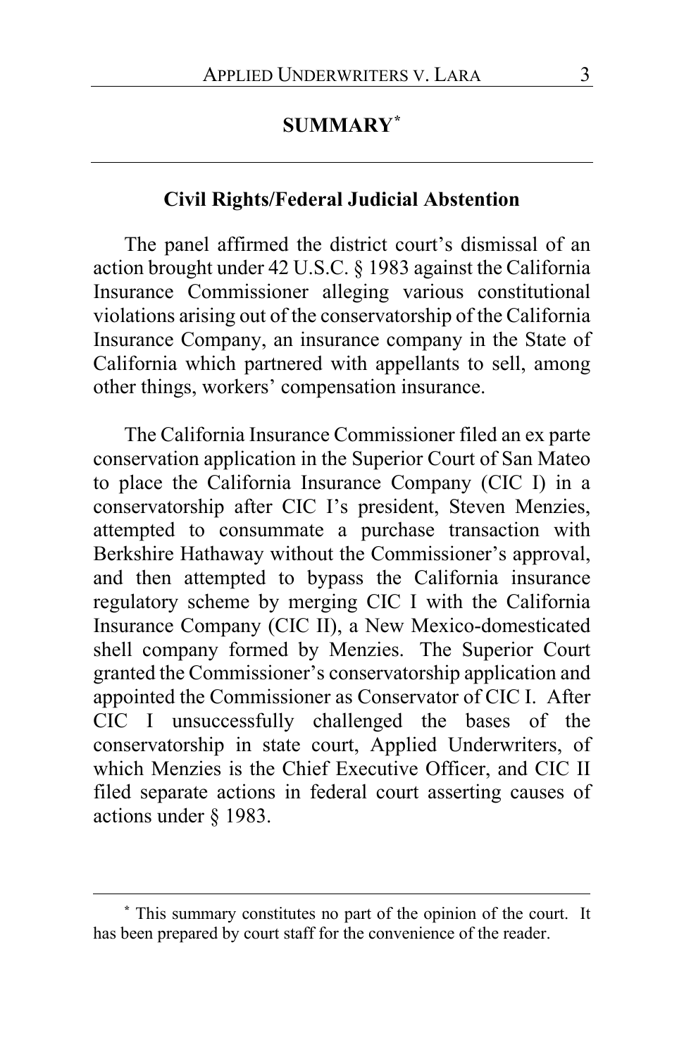## SUMMARY*

### Civil Rights/Federal Judicial Abstention

The panel affirmed the district court's dismissal of an action brought under 42 U.S.C. § 1983 against the California Insurance Commissioner alleging various constitutional violations arising out of the conservatorship of the California Insurance Company, an insurance company in the State of California which partnered with appellants to sell, among other things, workers' compensation insurance.

The California Insurance Commissioner filed an ex parte conservation application in the Superior Court of San Mateo to place the California Insurance Company (CIC I) in a conservatorship after CIC I's president, Steven Menzies, attempted to consummate a purchase transaction with Berkshire Hathaway without the Commissioner's approval, and then attempted to bypass the California insurance regulatory scheme by merging CIC I with the California Insurance Company (CIC II), a New Mexico-domesticated shell company formed by Menzies. The Superior Court granted the Commissioner's conservatorship application and appointed the Commissioner as Conservator of CIC I. After CIC I unsuccessfully challenged the bases of the conservatorship in state court, Applied Underwriters, of which Menzies is the Chief Executive Officer, and CIC II filed separate actions in federal court asserting causes of actions under § 1983.

---

* This summary constitutes no part of the opinion of the court. It has been prepared by court staff for the convenience of the reader.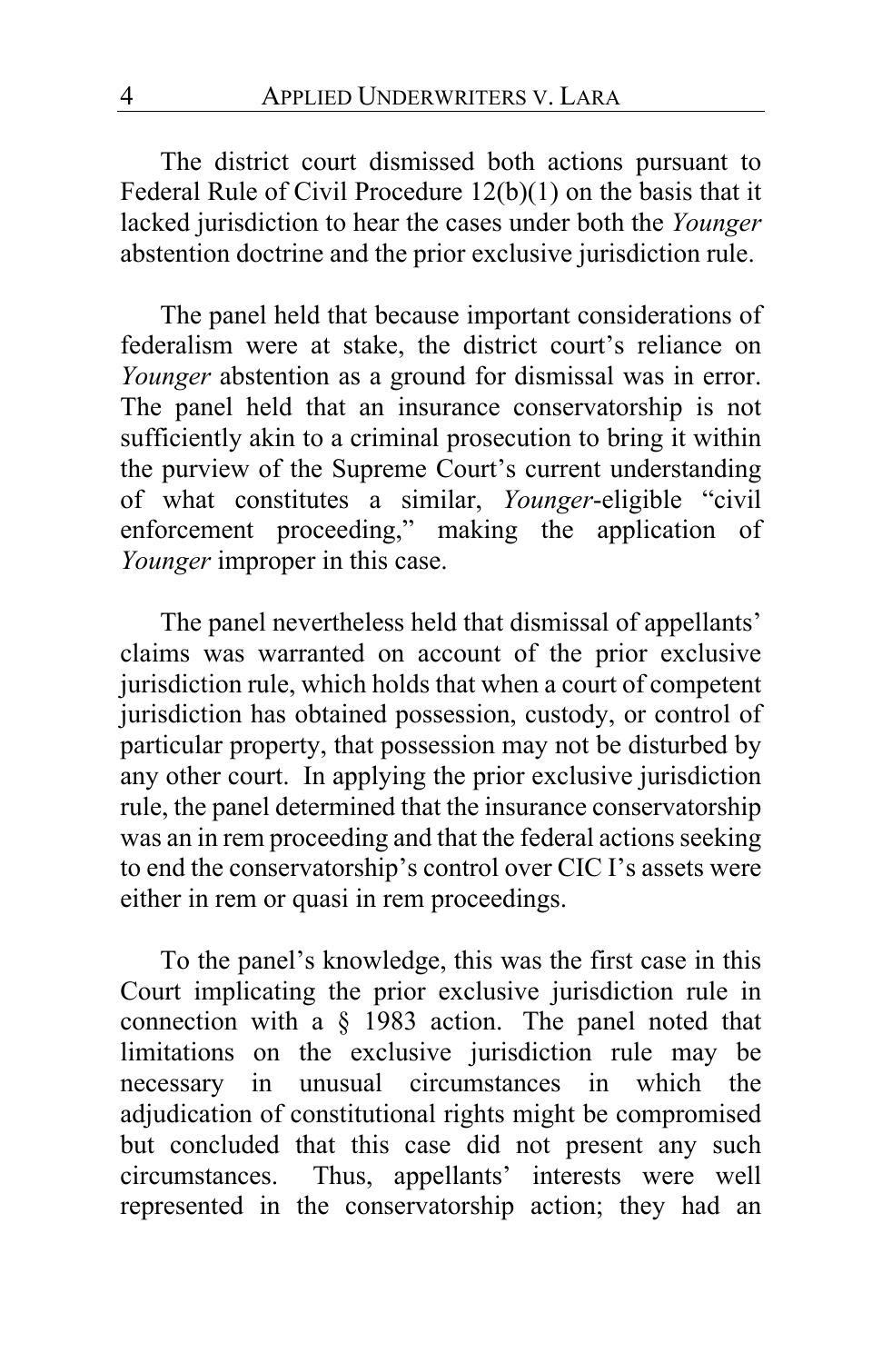The district court dismissed both actions pursuant to Federal Rule of Civil Procedure 12(b)(1) on the basis that it lacked jurisdiction to hear the cases under both the *Younger* abstention doctrine and the prior exclusive jurisdiction rule.

The panel held that because important considerations of federalism were at stake, the district court's reliance on *Younger* abstention as a ground for dismissal was in error. The panel held that an insurance conservatorship is not sufficiently akin to a criminal prosecution to bring it within the purview of the Supreme Court's current understanding of what constitutes a similar, *Younger*-eligible "civil enforcement proceeding," making the application of *Younger* improper in this case.

The panel nevertheless held that dismissal of appellants' claims was warranted on account of the prior exclusive jurisdiction rule, which holds that when a court of competent jurisdiction has obtained possession, custody, or control of particular property, that possession may not be disturbed by any other court. In applying the prior exclusive jurisdiction rule, the panel determined that the insurance conservatorship was an in rem proceeding and that the federal actions seeking to end the conservatorship's control over CIC I's assets were either in rem or quasi in rem proceedings.

To the panel's knowledge, this was the first case in this Court implicating the prior exclusive jurisdiction rule in connection with a § 1983 action. The panel noted that limitations on the exclusive jurisdiction rule may be necessary in unusual circumstances in which the adjudication of constitutional rights might be compromised but concluded that this case did not present any such circumstances. Thus, appellants' interests were well represented in the conservatorship action; they had an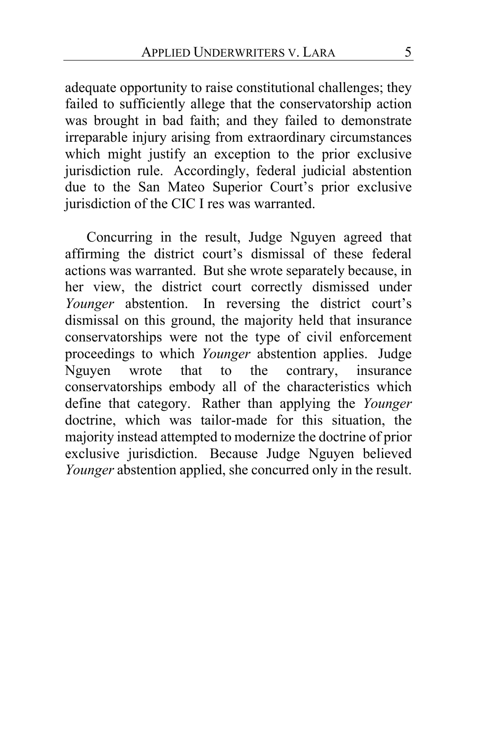adequate opportunity to raise constitutional challenges; they failed to sufficiently allege that the conservatorship action was brought in bad faith; and they failed to demonstrate irreparable injury arising from extraordinary circumstances which might justify an exception to the prior exclusive jurisdiction rule. Accordingly, federal judicial abstention due to the San Mateo Superior Court's prior exclusive jurisdiction of the CIC I res was warranted.

Concurring in the result, Judge Nguyen agreed that affirming the district court's dismissal of these federal actions was warranted. But she wrote separately because, in her view, the district court correctly dismissed under *Younger* abstention. In reversing the district court's dismissal on this ground, the majority held that insurance conservatorships were not the type of civil enforcement proceedings to which *Younger* abstention applies. Judge Nguyen wrote that to the contrary, insurance conservatorships embody all of the characteristics which define that category. Rather than applying the *Younger* doctrine, which was tailor-made for this situation, the majority instead attempted to modernize the doctrine of prior exclusive jurisdiction. Because Judge Nguyen believed *Younger* abstention applied, she concurred only in the result.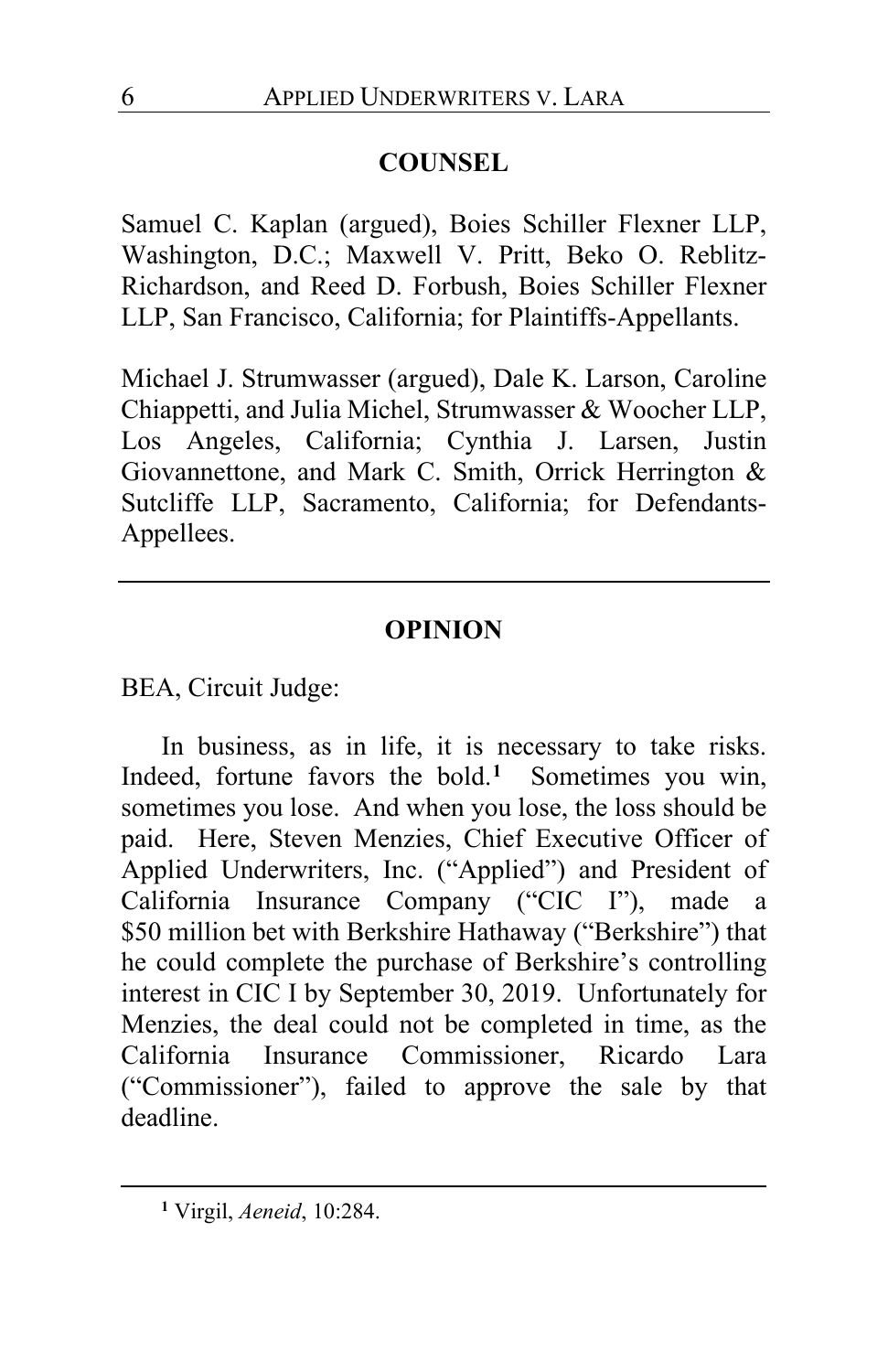## COUNSEL

Samuel C. Kaplan (argued), Boies Schiller Flexner LLP, Washington, D.C.; Maxwell V. Pritt, Beko O. Reblitz-Richardson, and Reed D. Forbush, Boies Schiller Flexner LLP, San Francisco, California; for Plaintiffs-Appellants.

Michael J. Strumwasser (argued), Dale K. Larson, Caroline Chiappetti, and Julia Michel, Strumwasser & Woocher LLP, Los Angeles, California; Cynthia J. Larsen, Justin Giovannettone, and Mark C. Smith, Orrick Herrington & Sutcliffe LLP, Sacramento, California; for Defendants-Appellees.

---

## OPINION

BEA, Circuit Judge:

In business, as in life, it is necessary to take risks. Indeed, fortune favors the bold.[1] Sometimes you win, sometimes you lose. And when you lose, the loss should be paid. Here, Steven Menzies, Chief Executive Officer of Applied Underwriters, Inc. ("Applied") and President of California Insurance Company ("CIC I"), made a $50 million bet with Berkshire Hathaway ("Berkshire") that he could complete the purchase of Berkshire's controlling interest in CIC I by September 30, 2019. Unfortunately for Menzies, the deal could not be completed in time, as the California Insurance Commissioner, Ricardo Lara ("Commissioner"), failed to approve the sale by that deadline.

---

[1] Virgil, *Aeneid*, 10:284.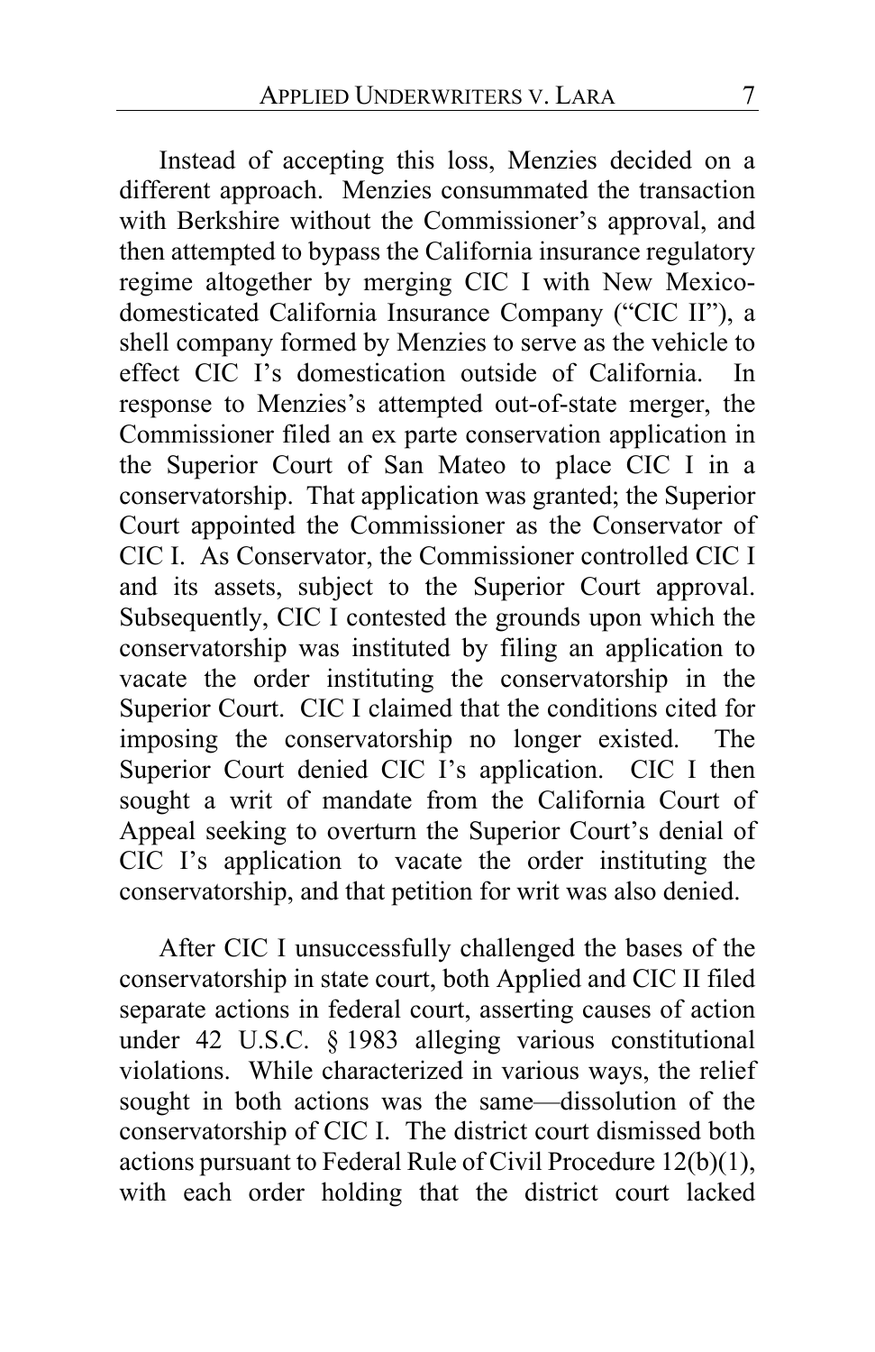Instead of accepting this loss, Menzies decided on a different approach. Menzies consummated the transaction with Berkshire without the Commissioner's approval, and then attempted to bypass the California insurance regulatory regime altogether by merging CIC I with New Mexico-domesticated California Insurance Company ("CIC II"), a shell company formed by Menzies to serve as the vehicle to effect CIC I's domestication outside of California. In response to Menzies's attempted out-of-state merger, the Commissioner filed an ex parte conservation application in the Superior Court of San Mateo to place CIC I in a conservatorship. That application was granted; the Superior Court appointed the Commissioner as the Conservator of CIC I. As Conservator, the Commissioner controlled CIC I and its assets, subject to the Superior Court approval. Subsequently, CIC I contested the grounds upon which the conservatorship was instituted by filing an application to vacate the order instituting the conservatorship in the Superior Court. CIC I claimed that the conditions cited for imposing the conservatorship no longer existed. The Superior Court denied CIC I's application. CIC I then sought a writ of mandate from the California Court of Appeal seeking to overturn the Superior Court's denial of CIC I's application to vacate the order instituting the conservatorship, and that petition for writ was also denied.

After CIC I unsuccessfully challenged the bases of the conservatorship in state court, both Applied and CIC II filed separate actions in federal court, asserting causes of action under 42 U.S.C. § 1983 alleging various constitutional violations. While characterized in various ways, the relief sought in both actions was the same—dissolution of the conservatorship of CIC I. The district court dismissed both actions pursuant to Federal Rule of Civil Procedure 12(b)(1), with each order holding that the district court lacked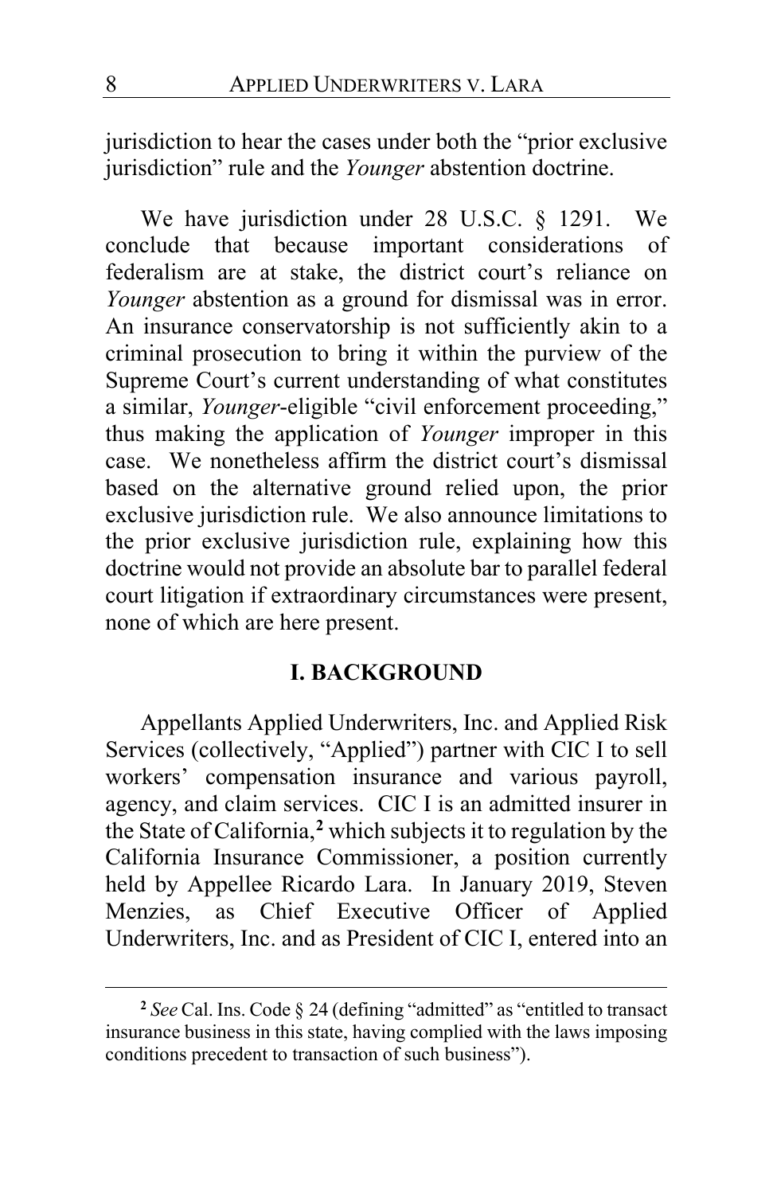jurisdiction to hear the cases under both the "prior exclusive jurisdiction" rule and the *Younger* abstention doctrine.

We have jurisdiction under 28 U.S.C. § 1291. We conclude that because important considerations of federalism are at stake, the district court's reliance on *Younger* abstention as a ground for dismissal was in error. An insurance conservatorship is not sufficiently akin to a criminal prosecution to bring it within the purview of the Supreme Court's current understanding of what constitutes a similar, *Younger*-eligible "civil enforcement proceeding," thus making the application of *Younger* improper in this case. We nonetheless affirm the district court's dismissal based on the alternative ground relied upon, the prior exclusive jurisdiction rule. We also announce limitations to the prior exclusive jurisdiction rule, explaining how this doctrine would not provide an absolute bar to parallel federal court litigation if extraordinary circumstances were present, none of which are here present.

## I. BACKGROUND

Appellants Applied Underwriters, Inc. and Applied Risk Services (collectively, "Applied") partner with CIC I to sell workers' compensation insurance and various payroll, agency, and claim services. CIC I is an admitted insurer in the State of California,[2] which subjects it to regulation by the California Insurance Commissioner, a position currently held by Appellee Ricardo Lara. In January 2019, Steven Menzies, as Chief Executive Officer of Applied Underwriters, Inc. and as President of CIC I, entered into an

[2] *See* Cal. Ins. Code § 24 (defining "admitted" as "entitled to transact insurance business in this state, having complied with the laws imposing conditions precedent to transaction of such business").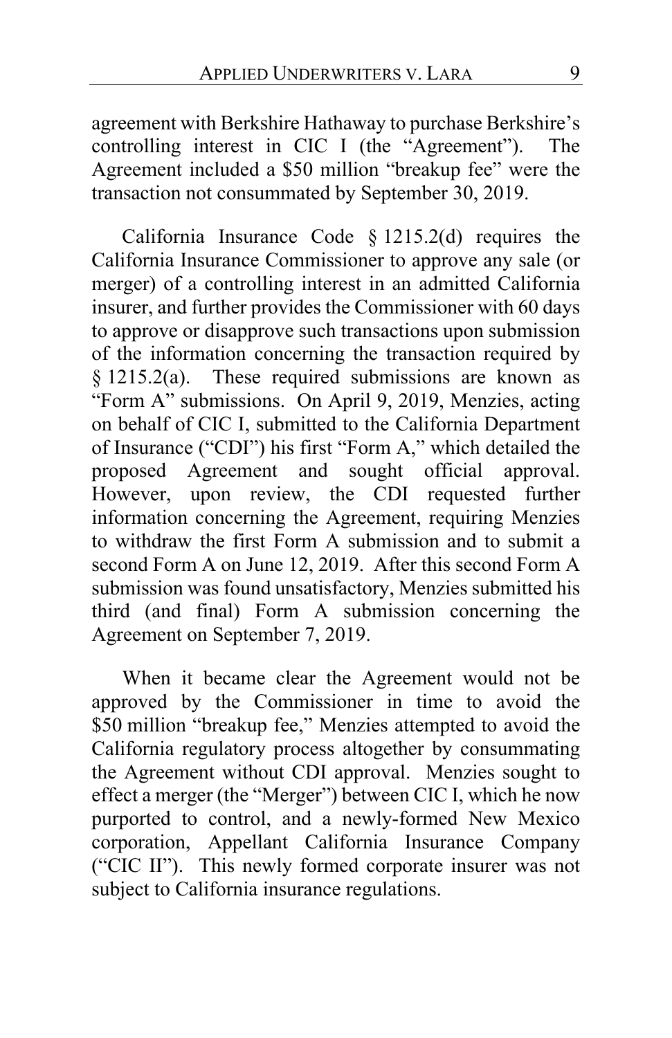agreement with Berkshire Hathaway to purchase Berkshire's controlling interest in CIC I (the "Agreement"). The Agreement included a $50 million "breakup fee" were the transaction not consummated by September 30, 2019.

California Insurance Code § 1215.2(d) requires the California Insurance Commissioner to approve any sale (or merger) of a controlling interest in an admitted California insurer, and further provides the Commissioner with 60 days to approve or disapprove such transactions upon submission of the information concerning the transaction required by § 1215.2(a). These required submissions are known as "Form A" submissions. On April 9, 2019, Menzies, acting on behalf of CIC I, submitted to the California Department of Insurance ("CDI") his first "Form A," which detailed the proposed Agreement and sought official approval. However, upon review, the CDI requested further information concerning the Agreement, requiring Menzies to withdraw the first Form A submission and to submit a second Form A on June 12, 2019. After this second Form A submission was found unsatisfactory, Menzies submitted his third (and final) Form A submission concerning the Agreement on September 7, 2019.

When it became clear the Agreement would not be approved by the Commissioner in time to avoid the $50 million "breakup fee," Menzies attempted to avoid the California regulatory process altogether by consummating the Agreement without CDI approval. Menzies sought to effect a merger (the "Merger") between CIC I, which he now purported to control, and a newly-formed New Mexico corporation, Appellant California Insurance Company ("CIC II"). This newly formed corporate insurer was not subject to California insurance regulations.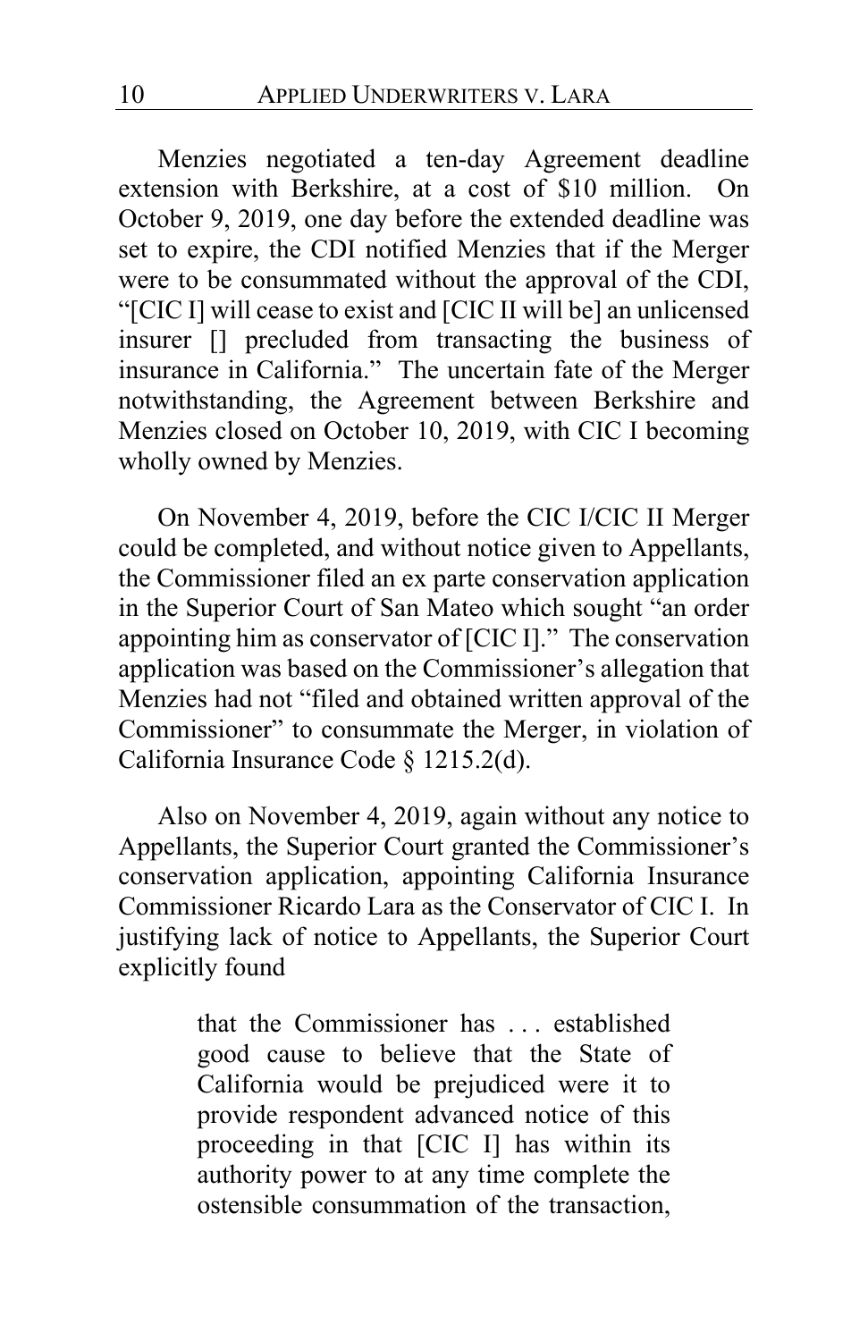Menzies negotiated a ten-day Agreement deadline extension with Berkshire, at a cost of $10 million. On October 9, 2019, one day before the extended deadline was set to expire, the CDI notified Menzies that if the Merger were to be consummated without the approval of the CDI, "[CIC I] will cease to exist and [CIC II will be] an unlicensed insurer [] precluded from transacting the business of insurance in California." The uncertain fate of the Merger notwithstanding, the Agreement between Berkshire and Menzies closed on October 10, 2019, with CIC I becoming wholly owned by Menzies.

On November 4, 2019, before the CIC I/CIC II Merger could be completed, and without notice given to Appellants, the Commissioner filed an ex parte conservation application in the Superior Court of San Mateo which sought "an order appointing him as conservator of [CIC I]." The conservation application was based on the Commissioner's allegation that Menzies had not "filed and obtained written approval of the Commissioner" to consummate the Merger, in violation of California Insurance Code § 1215.2(d).

Also on November 4, 2019, again without any notice to Appellants, the Superior Court granted the Commissioner's conservation application, appointing California Insurance Commissioner Ricardo Lara as the Conservator of CIC I. In justifying lack of notice to Appellants, the Superior Court explicitly found

> that the Commissioner has . . . established good cause to believe that the State of California would be prejudiced were it to provide respondent advanced notice of this proceeding in that [CIC I] has within its authority power to at any time complete the ostensible consummation of the transaction,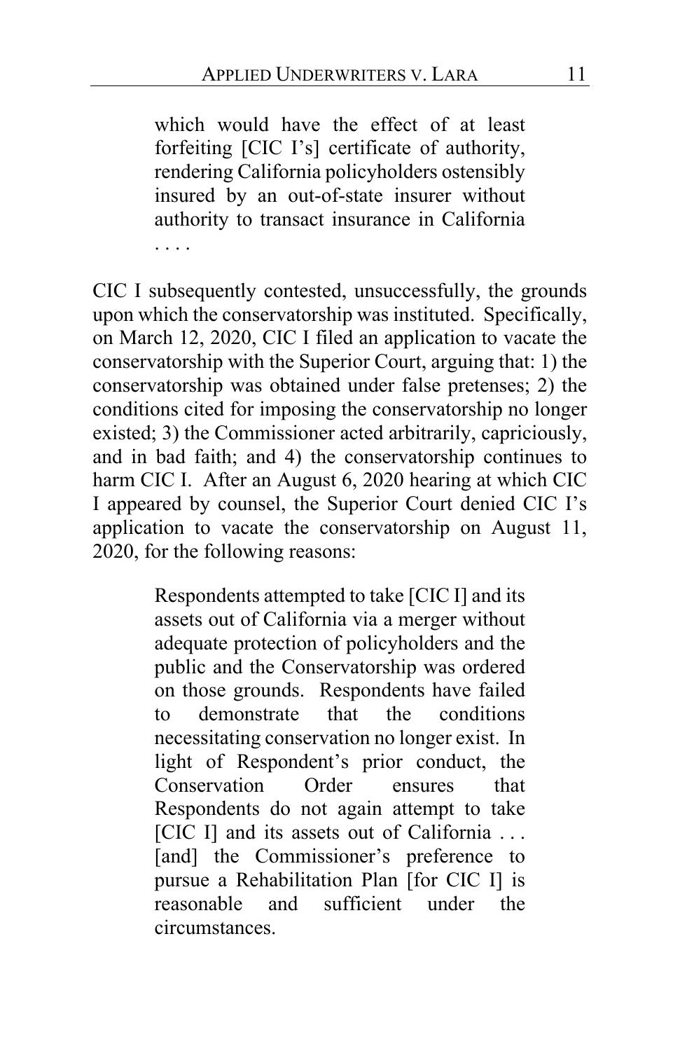> which would have the effect of at least forfeiting [CIC I's] certificate of authority, rendering California policyholders ostensibly insured by an out-of-state insurer without authority to transact insurance in California . . . .

CIC I subsequently contested, unsuccessfully, the grounds upon which the conservatorship was instituted. Specifically, on March 12, 2020, CIC I filed an application to vacate the conservatorship with the Superior Court, arguing that: 1) the conservatorship was obtained under false pretenses; 2) the conditions cited for imposing the conservatorship no longer existed; 3) the Commissioner acted arbitrarily, capriciously, and in bad faith; and 4) the conservatorship continues to harm CIC I. After an August 6, 2020 hearing at which CIC I appeared by counsel, the Superior Court denied CIC I's application to vacate the conservatorship on August 11, 2020, for the following reasons:

> Respondents attempted to take [CIC I] and its assets out of California via a merger without adequate protection of policyholders and the public and the Conservatorship was ordered on those grounds. Respondents have failed to demonstrate that the conditions necessitating conservation no longer exist. In light of Respondent's prior conduct, the Conservation Order ensures that Respondents do not again attempt to take [CIC I] and its assets out of California . . . [and] the Commissioner's preference to pursue a Rehabilitation Plan [for CIC I] is reasonable and sufficient under the circumstances.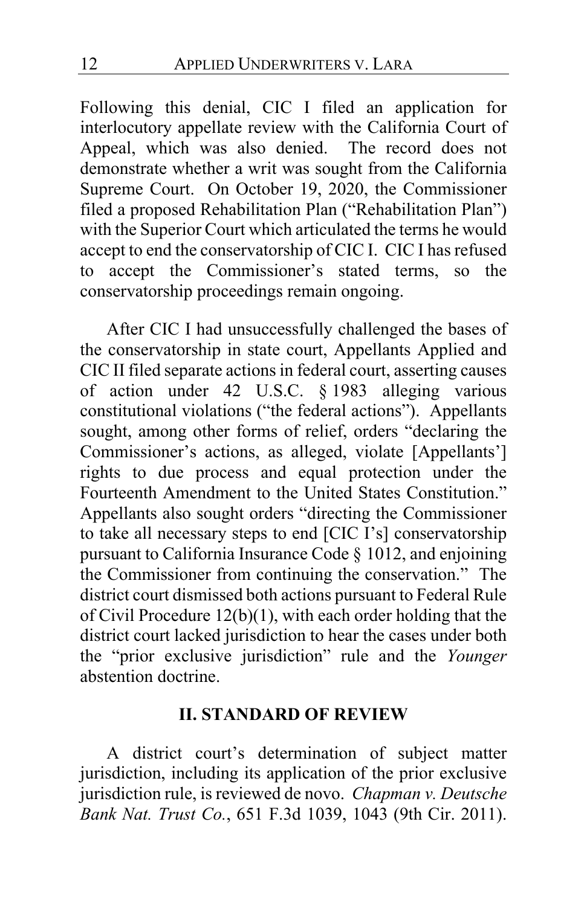Following this denial, CIC I filed an application for interlocutory appellate review with the California Court of Appeal, which was also denied. The record does not demonstrate whether a writ was sought from the California Supreme Court. On October 19, 2020, the Commissioner filed a proposed Rehabilitation Plan ("Rehabilitation Plan") with the Superior Court which articulated the terms he would accept to end the conservatorship of CIC I. CIC I has refused to accept the Commissioner's stated terms, so the conservatorship proceedings remain ongoing.

After CIC I had unsuccessfully challenged the bases of the conservatorship in state court, Appellants Applied and CIC II filed separate actions in federal court, asserting causes of action under 42 U.S.C. § 1983 alleging various constitutional violations ("the federal actions"). Appellants sought, among other forms of relief, orders "declaring the Commissioner's actions, as alleged, violate [Appellants'] rights to due process and equal protection under the Fourteenth Amendment to the United States Constitution." Appellants also sought orders "directing the Commissioner to take all necessary steps to end [CIC I's] conservatorship pursuant to California Insurance Code § 1012, and enjoining the Commissioner from continuing the conservation." The district court dismissed both actions pursuant to Federal Rule of Civil Procedure 12(b)(1), with each order holding that the district court lacked jurisdiction to hear the cases under both the "prior exclusive jurisdiction" rule and the *Younger* abstention doctrine.

## II. STANDARD OF REVIEW

A district court's determination of subject matter jurisdiction, including its application of the prior exclusive jurisdiction rule, is reviewed de novo. *Chapman v. Deutsche Bank Nat. Trust Co.*, 651 F.3d 1039, 1043 (9th Cir. 2011).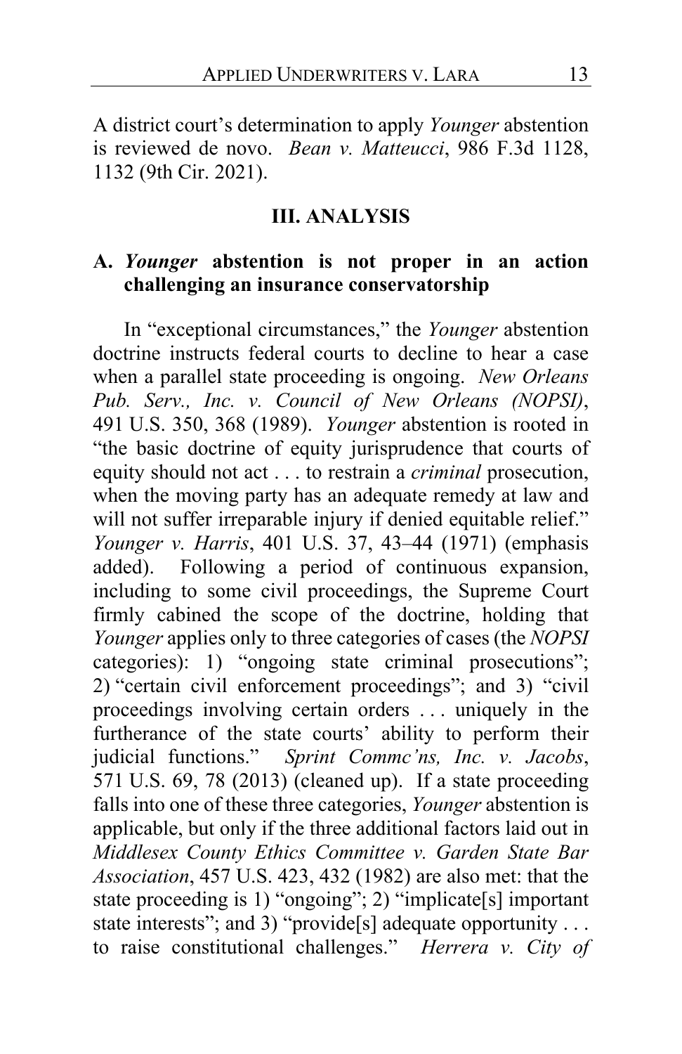A district court's determination to apply *Younger* abstention is reviewed de novo. *Bean v. Matteucci*, 986 F.3d 1128, 1132 (9th Cir. 2021).

## III. ANALYSIS

### A. *Younger* abstention is not proper in an action challenging an insurance conservatorship

In "exceptional circumstances," the *Younger* abstention doctrine instructs federal courts to decline to hear a case when a parallel state proceeding is ongoing. *New Orleans Pub. Serv., Inc. v. Council of New Orleans (NOPSI)*, 491 U.S. 350, 368 (1989). *Younger* abstention is rooted in "the basic doctrine of equity jurisprudence that courts of equity should not act . . . to restrain a *criminal* prosecution, when the moving party has an adequate remedy at law and will not suffer irreparable injury if denied equitable relief." *Younger v. Harris*, 401 U.S. 37, 43–44 (1971) (emphasis added). Following a period of continuous expansion, including to some civil proceedings, the Supreme Court firmly cabined the scope of the doctrine, holding that *Younger* applies only to three categories of cases (the *NOPSI* categories): 1) "ongoing state criminal prosecutions"; 2) "certain civil enforcement proceedings"; and 3) "civil proceedings involving certain orders . . . uniquely in the furtherance of the state courts' ability to perform their judicial functions." *Sprint Commc'ns, Inc. v. Jacobs*, 571 U.S. 69, 78 (2013) (cleaned up). If a state proceeding falls into one of these three categories, *Younger* abstention is applicable, but only if the three additional factors laid out in *Middlesex County Ethics Committee v. Garden State Bar Association*, 457 U.S. 423, 432 (1982) are also met: that the state proceeding is 1) "ongoing"; 2) "implicate[s] important state interests"; and 3) "provide[s] adequate opportunity . . . to raise constitutional challenges." *Herrera v. City of*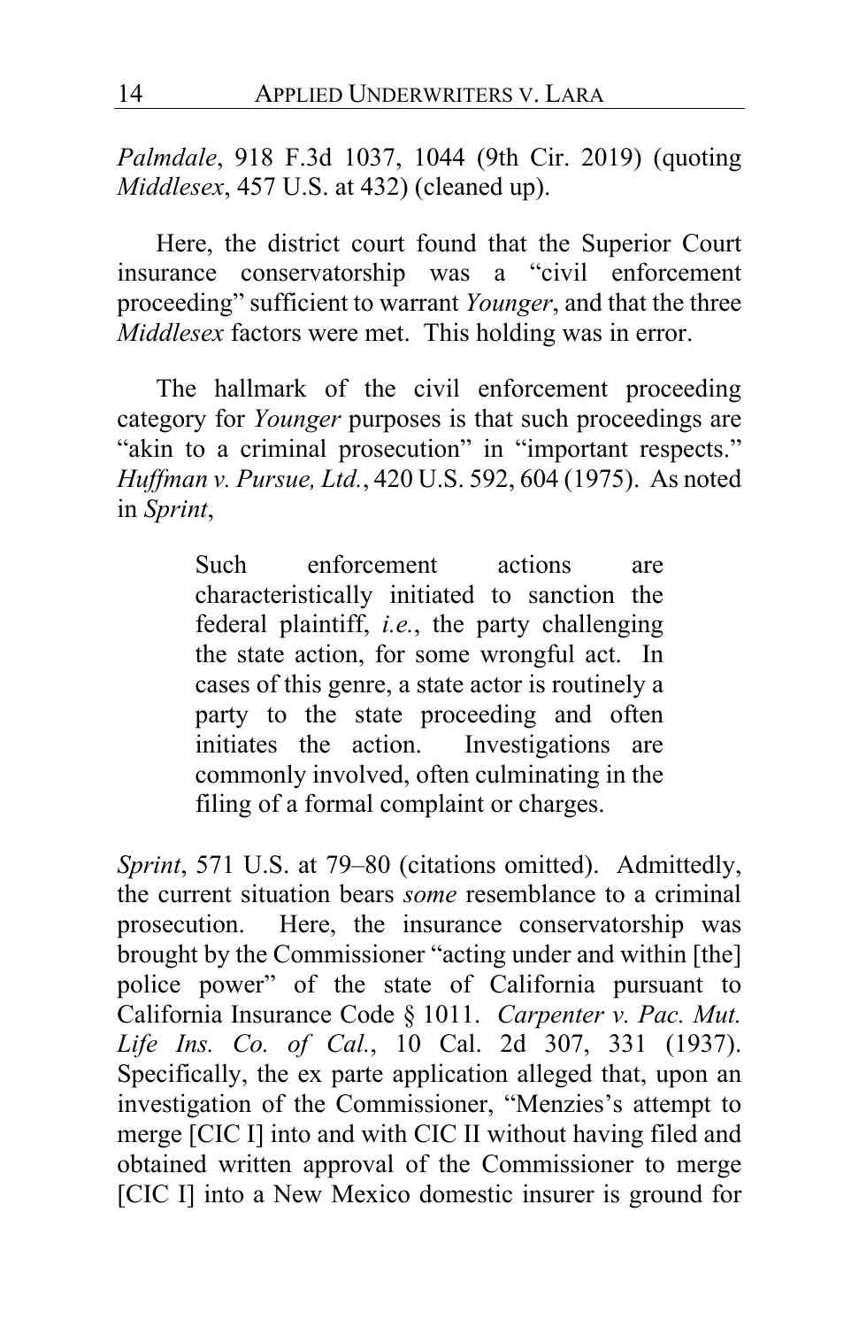*Palmdale*, 918 F.3d 1037, 1044 (9th Cir. 2019) (quoting *Middlesex*, 457 U.S. at 432) (cleaned up).

Here, the district court found that the Superior Court insurance conservatorship was a "civil enforcement proceeding" sufficient to warrant *Younger*, and that the three *Middlesex* factors were met. This holding was in error.

The hallmark of the civil enforcement proceeding category for *Younger* purposes is that such proceedings are "akin to a criminal prosecution" in "important respects." *Huffman v. Pursue, Ltd.*, 420 U.S. 592, 604 (1975). As noted in *Sprint*,

> Such enforcement actions are characteristically initiated to sanction the federal plaintiff, *i.e.*, the party challenging the state action, for some wrongful act. In cases of this genre, a state actor is routinely a party to the state proceeding and often initiates the action. Investigations are commonly involved, often culminating in the filing of a formal complaint or charges.

*Sprint*, 571 U.S. at 79–80 (citations omitted). Admittedly, the current situation bears *some* resemblance to a criminal prosecution. Here, the insurance conservatorship was brought by the Commissioner "acting under and within [the] police power" of the state of California pursuant to California Insurance Code § 1011. *Carpenter v. Pac. Mut. Life Ins. Co. of Cal.*, 10 Cal. 2d 307, 331 (1937). Specifically, the ex parte application alleged that, upon an investigation of the Commissioner, "Menzies's attempt to merge [CIC I] into and with CIC II without having filed and obtained written approval of the Commissioner to merge [CIC I] into a New Mexico domestic insurer is ground for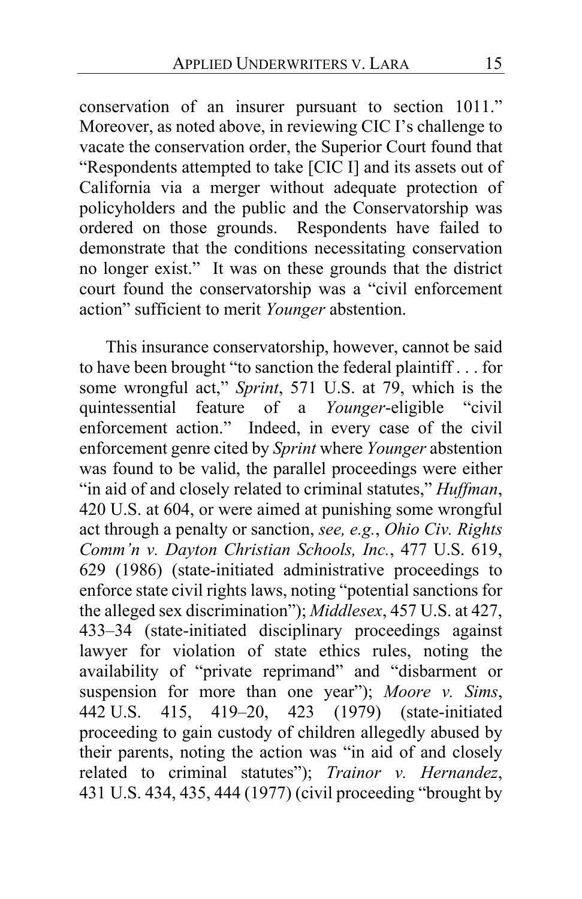conservation of an insurer pursuant to section 1011." Moreover, as noted above, in reviewing CIC I's challenge to vacate the conservation order, the Superior Court found that "Respondents attempted to take [CIC I] and its assets out of California via a merger without adequate protection of policyholders and the public and the Conservatorship was ordered on those grounds. Respondents have failed to demonstrate that the conditions necessitating conservation no longer exist." It was on these grounds that the district court found the conservatorship was a "civil enforcement action" sufficient to merit *Younger* abstention.

This insurance conservatorship, however, cannot be said to have been brought "to sanction the federal plaintiff . . . for some wrongful act," *Sprint*, 571 U.S. at 79, which is the quintessential feature of a *Younger*-eligible "civil enforcement action." Indeed, in every case of the civil enforcement genre cited by *Sprint* where *Younger* abstention was found to be valid, the parallel proceedings were either "in aid of and closely related to criminal statutes," *Huffman*, 420 U.S. at 604, or were aimed at punishing some wrongful act through a penalty or sanction, *see, e.g.*, *Ohio Civ. Rights Comm'n v. Dayton Christian Schools, Inc.*, 477 U.S. 619, 629 (1986) (state-initiated administrative proceedings to enforce state civil rights laws, noting "potential sanctions for the alleged sex discrimination"); *Middlesex*, 457 U.S. at 427, 433–34 (state-initiated disciplinary proceedings against lawyer for violation of state ethics rules, noting the availability of "private reprimand" and "disbarment or suspension for more than one year"); *Moore v. Sims*, 442 U.S. 415, 419–20, 423 (1979) (state-initiated proceeding to gain custody of children allegedly abused by their parents, noting the action was "in aid of and closely related to criminal statutes"); *Trainor v. Hernandez*, 431 U.S. 434, 435, 444 (1977) (civil proceeding "brought by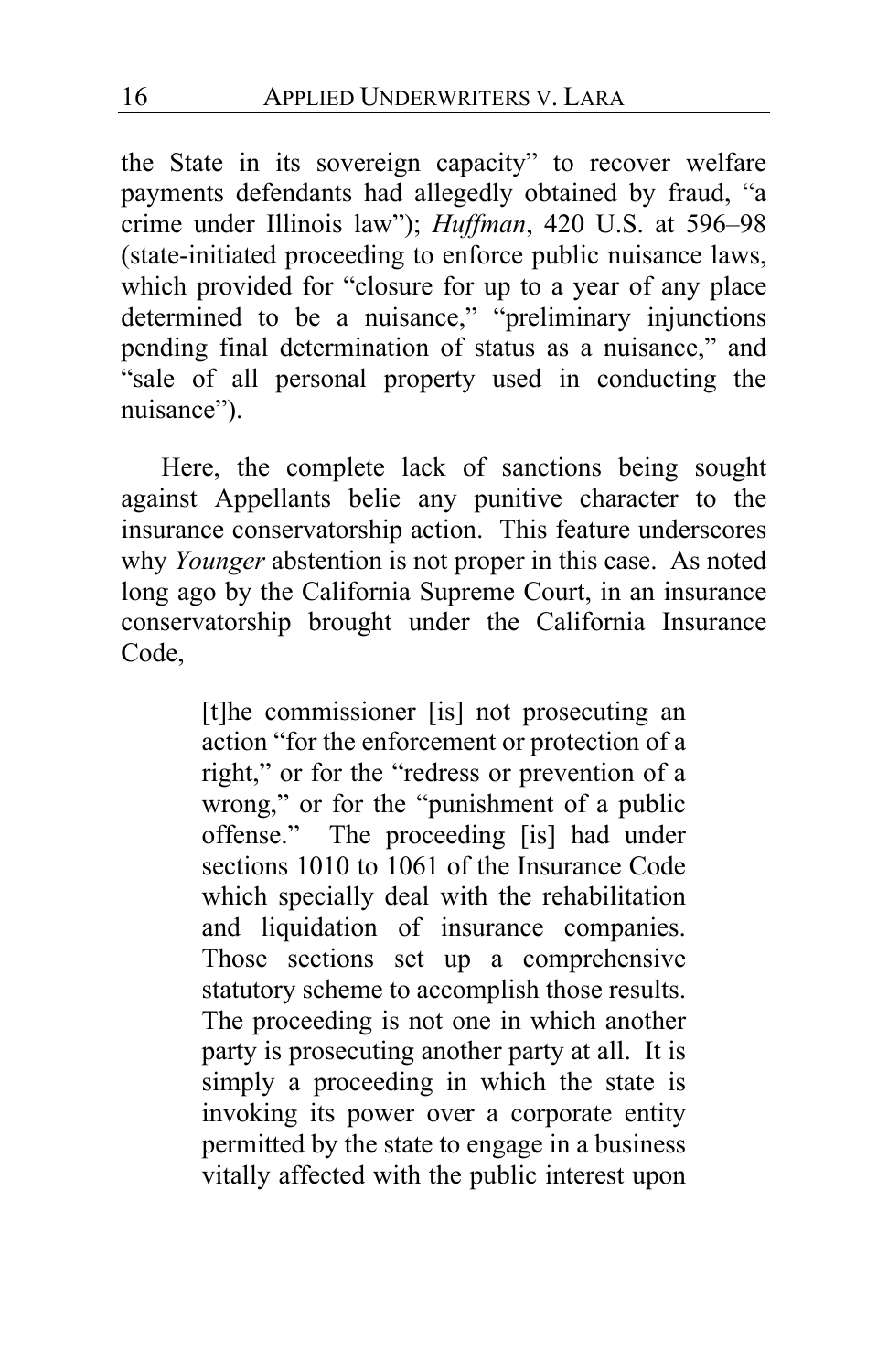the State in its sovereign capacity" to recover welfare payments defendants had allegedly obtained by fraud, "a crime under Illinois law"); *Huffman*, 420 U.S. at 596–98 (state-initiated proceeding to enforce public nuisance laws, which provided for "closure for up to a year of any place determined to be a nuisance," "preliminary injunctions pending final determination of status as a nuisance," and "sale of all personal property used in conducting the nuisance").

Here, the complete lack of sanctions being sought against Appellants belie any punitive character to the insurance conservatorship action. This feature underscores why *Younger* abstention is not proper in this case. As noted long ago by the California Supreme Court, in an insurance conservatorship brought under the California Insurance Code,

> [t]he commissioner [is] not prosecuting an action "for the enforcement or protection of a right," or for the "redress or prevention of a wrong," or for the "punishment of a public offense." The proceeding [is] had under sections 1010 to 1061 of the Insurance Code which specially deal with the rehabilitation and liquidation of insurance companies. Those sections set up a comprehensive statutory scheme to accomplish those results. The proceeding is not one in which another party is prosecuting another party at all. It is simply a proceeding in which the state is invoking its power over a corporate entity permitted by the state to engage in a business vitally affected with the public interest upon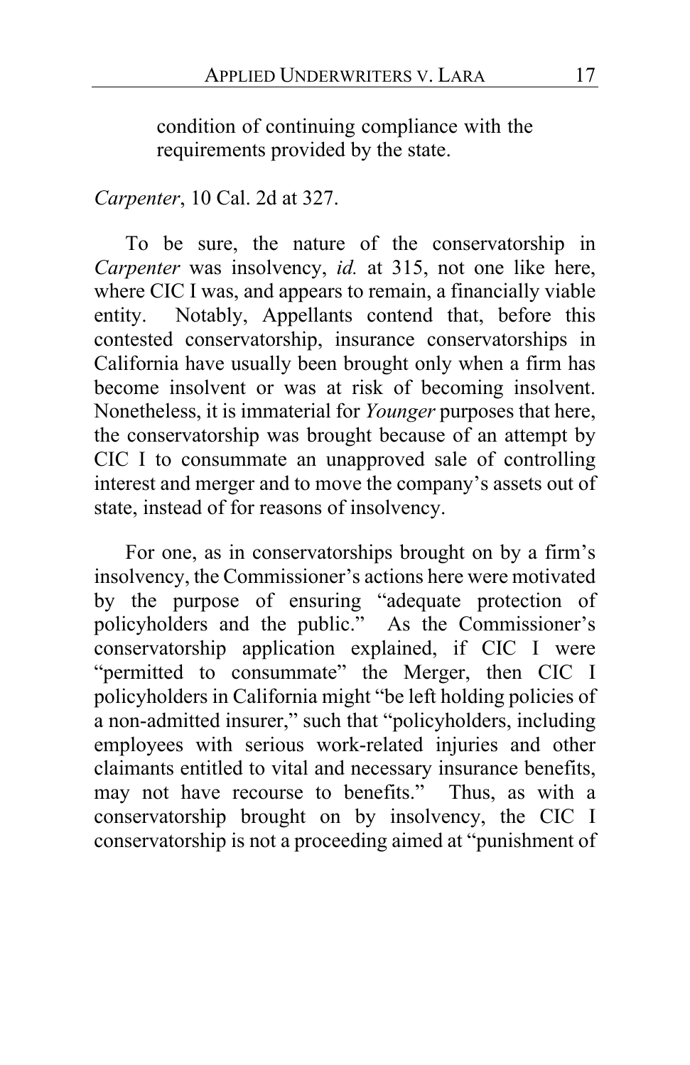> condition of continuing compliance with the requirements provided by the state.

*Carpenter*, 10 Cal. 2d at 327.

To be sure, the nature of the conservatorship in *Carpenter* was insolvency, *id.* at 315, not one like here, where CIC I was, and appears to remain, a financially viable entity. Notably, Appellants contend that, before this contested conservatorship, insurance conservatorships in California have usually been brought only when a firm has become insolvent or was at risk of becoming insolvent. Nonetheless, it is immaterial for *Younger* purposes that here, the conservatorship was brought because of an attempt by CIC I to consummate an unapproved sale of controlling interest and merger and to move the company's assets out of state, instead of for reasons of insolvency.

For one, as in conservatorships brought on by a firm's insolvency, the Commissioner's actions here were motivated by the purpose of ensuring "adequate protection of policyholders and the public." As the Commissioner's conservatorship application explained, if CIC I were "permitted to consummate" the Merger, then CIC I policyholders in California might "be left holding policies of a non-admitted insurer," such that "policyholders, including employees with serious work-related injuries and other claimants entitled to vital and necessary insurance benefits, may not have recourse to benefits." Thus, as with a conservatorship brought on by insolvency, the CIC I conservatorship is not a proceeding aimed at "punishment of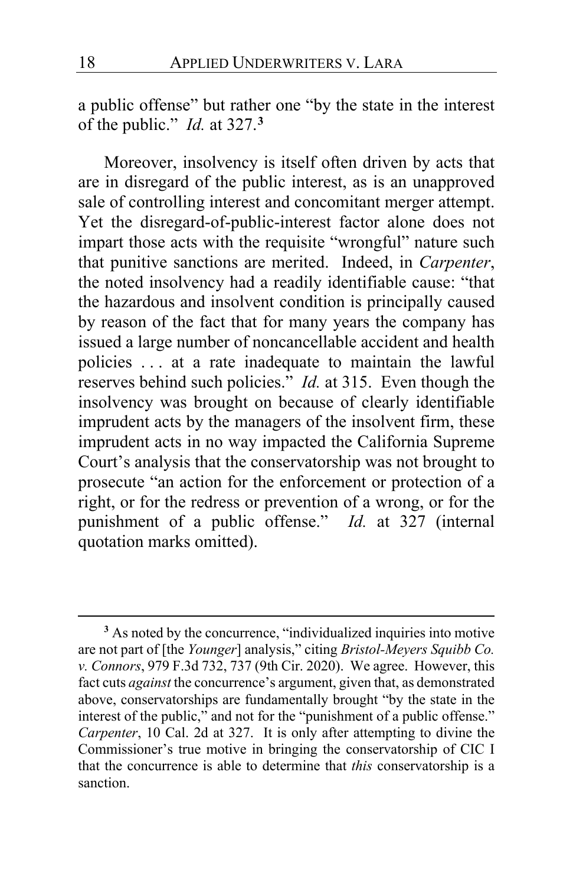a public offense" but rather one "by the state in the interest of the public." *Id.* at 327.[3]

Moreover, insolvency is itself often driven by acts that are in disregard of the public interest, as is an unapproved sale of controlling interest and concomitant merger attempt. Yet the disregard-of-public-interest factor alone does not impart those acts with the requisite "wrongful" nature such that punitive sanctions are merited. Indeed, in *Carpenter*, the noted insolvency had a readily identifiable cause: "that the hazardous and insolvent condition is principally caused by reason of the fact that for many years the company has issued a large number of noncancellable accident and health policies . . . at a rate inadequate to maintain the lawful reserves behind such policies." *Id.* at 315. Even though the insolvency was brought on because of clearly identifiable imprudent acts by the managers of the insolvent firm, these imprudent acts in no way impacted the California Supreme Court's analysis that the conservatorship was not brought to prosecute "an action for the enforcement or protection of a right, or for the redress or prevention of a wrong, or for the punishment of a public offense." *Id.* at 327 (internal quotation marks omitted).

---

[3] As noted by the concurrence, "individualized inquiries into motive are not part of [the *Younger*] analysis," citing *Bristol-Meyers Squibb Co. v. Connors*, 979 F.3d 732, 737 (9th Cir. 2020). We agree. However, this fact cuts *against* the concurrence's argument, given that, as demonstrated above, conservatorships are fundamentally brought "by the state in the interest of the public," and not for the "punishment of a public offense." *Carpenter*, 10 Cal. 2d at 327. It is only after attempting to divine the Commissioner's true motive in bringing the conservatorship of CIC I that the concurrence is able to determine that *this* conservatorship is a sanction.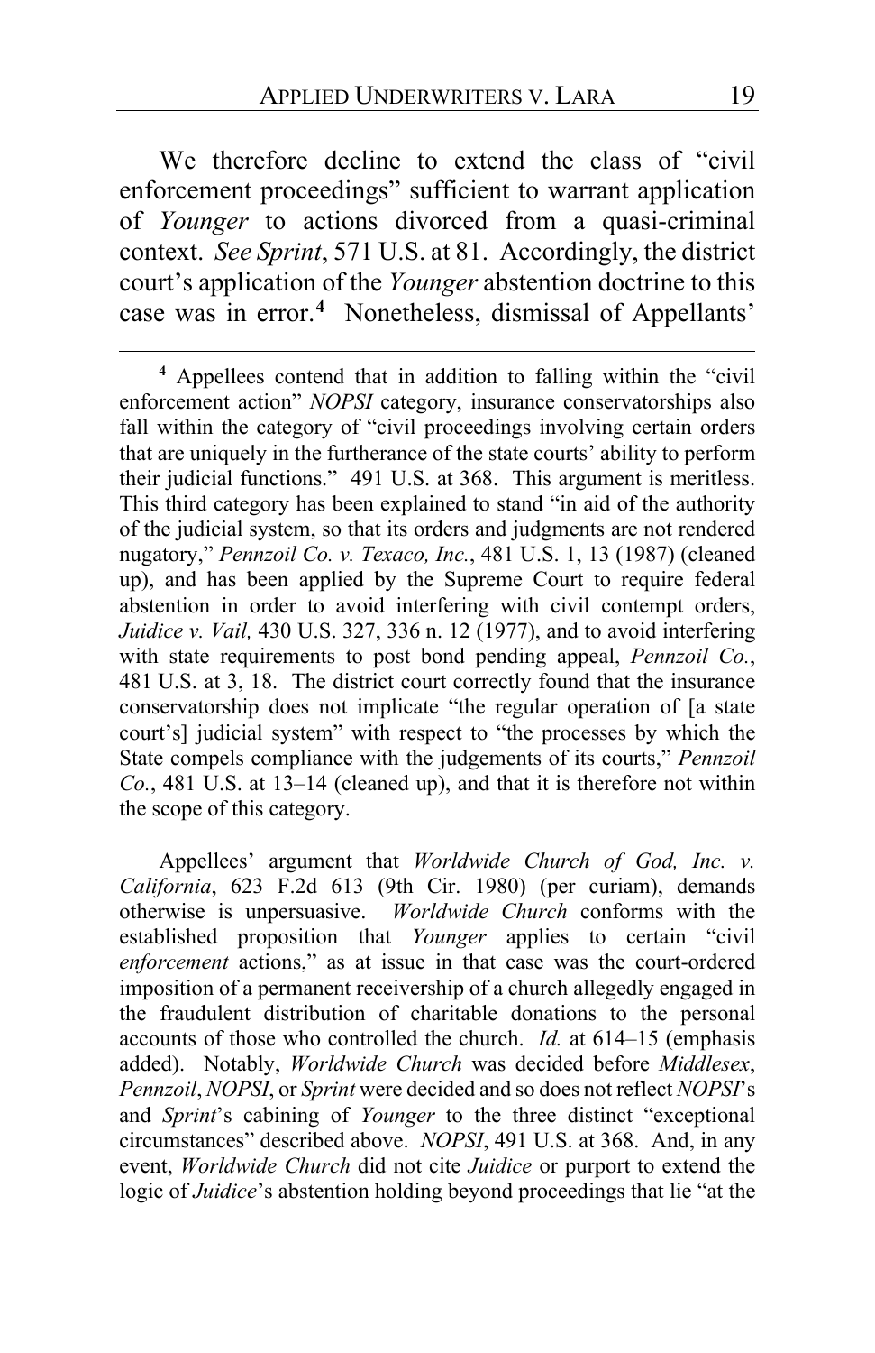We therefore decline to extend the class of "civil enforcement proceedings" sufficient to warrant application of *Younger* to actions divorced from a quasi-criminal context. *See Sprint*, 571 U.S. at 81. Accordingly, the district court's application of the *Younger* abstention doctrine to this case was in error.[4] Nonetheless, dismissal of Appellants'

---

[4] Appellees contend that in addition to falling within the "civil enforcement action" *NOPSI* category, insurance conservatorships also fall within the category of "civil proceedings involving certain orders that are uniquely in the furtherance of the state courts' ability to perform their judicial functions." 491 U.S. at 368. This argument is meritless. This third category has been explained to stand "in aid of the authority of the judicial system, so that its orders and judgments are not rendered nugatory," *Pennzoil Co. v. Texaco, Inc.*, 481 U.S. 1, 13 (1987) (cleaned up), and has been applied by the Supreme Court to require federal abstention in order to avoid interfering with civil contempt orders, *Juidice v. Vail,* 430 U.S. 327, 336 n. 12 (1977), and to avoid interfering with state requirements to post bond pending appeal, *Pennzoil Co.*, 481 U.S. at 3, 18. The district court correctly found that the insurance conservatorship does not implicate "the regular operation of [a state court's] judicial system" with respect to "the processes by which the State compels compliance with the judgements of its courts," *Pennzoil Co.*, 481 U.S. at 13–14 (cleaned up), and that it is therefore not within the scope of this category.

Appellees' argument that *Worldwide Church of God, Inc. v. California*, 623 F.2d 613 (9th Cir. 1980) (per curiam), demands otherwise is unpersuasive. *Worldwide Church* conforms with the established proposition that *Younger* applies to certain "civil *enforcement* actions," as at issue in that case was the court-ordered imposition of a permanent receivership of a church allegedly engaged in the fraudulent distribution of charitable donations to the personal accounts of those who controlled the church. *Id.* at 614–15 (emphasis added). Notably, *Worldwide Church* was decided before *Middlesex*, *Pennzoil*, *NOPSI*, or *Sprint* were decided and so does not reflect *NOPSI*'s and *Sprint*'s cabining of *Younger* to the three distinct "exceptional circumstances" described above. *NOPSI*, 491 U.S. at 368. And, in any event, *Worldwide Church* did not cite *Juidice* or purport to extend the logic of *Juidice*'s abstention holding beyond proceedings that lie "at the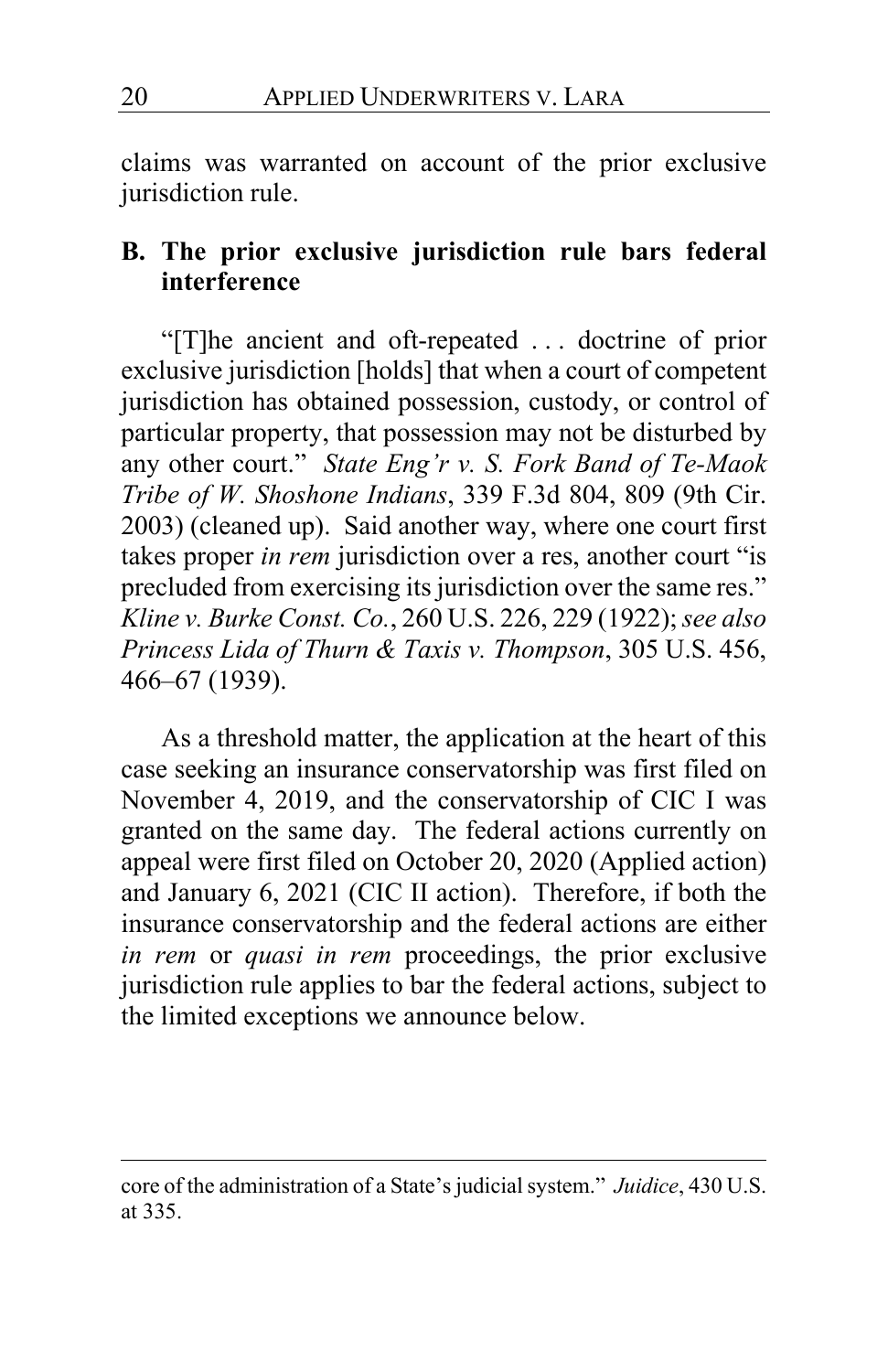claims was warranted on account of the prior exclusive jurisdiction rule.

## B. The prior exclusive jurisdiction rule bars federal interference

"[T]he ancient and oft-repeated . . . doctrine of prior exclusive jurisdiction [holds] that when a court of competent jurisdiction has obtained possession, custody, or control of particular property, that possession may not be disturbed by any other court." *State Eng'r v. S. Fork Band of Te-Maok Tribe of W. Shoshone Indians*, 339 F.3d 804, 809 (9th Cir. 2003) (cleaned up). Said another way, where one court first takes proper *in rem* jurisdiction over a res, another court "is precluded from exercising its jurisdiction over the same res." *Kline v. Burke Const. Co.*, 260 U.S. 226, 229 (1922); *see also Princess Lida of Thurn & Taxis v. Thompson*, 305 U.S. 456, 466–67 (1939).

As a threshold matter, the application at the heart of this case seeking an insurance conservatorship was first filed on November 4, 2019, and the conservatorship of CIC I was granted on the same day. The federal actions currently on appeal were first filed on October 20, 2020 (Applied action) and January 6, 2021 (CIC II action). Therefore, if both the insurance conservatorship and the federal actions are either *in rem* or *quasi in rem* proceedings, the prior exclusive jurisdiction rule applies to bar the federal actions, subject to the limited exceptions we announce below.

---

core of the administration of a State's judicial system." *Juidice*, 430 U.S. at 335.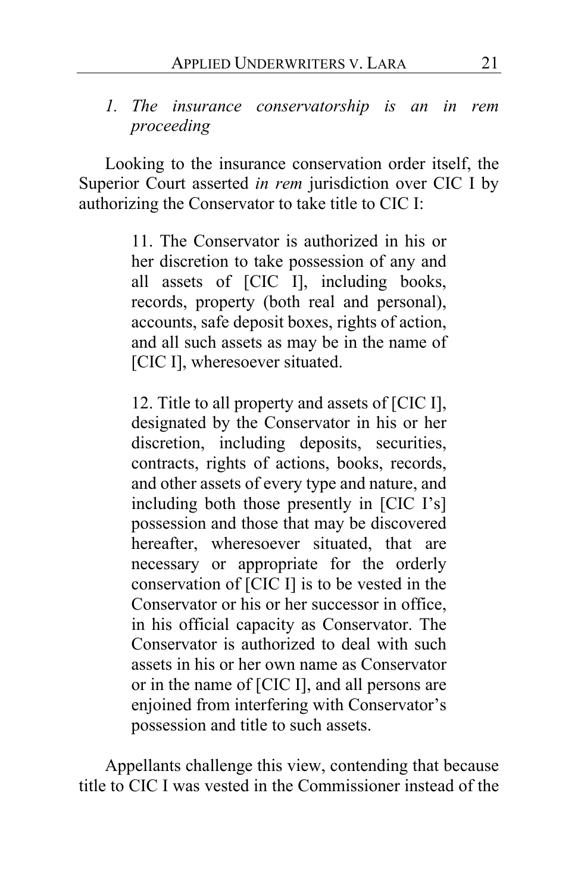*1. The insurance conservatorship is an in rem proceeding*

Looking to the insurance conservation order itself, the Superior Court asserted *in rem* jurisdiction over CIC I by authorizing the Conservator to take title to CIC I:

> 11. The Conservator is authorized in his or her discretion to take possession of any and all assets of [CIC I], including books, records, property (both real and personal), accounts, safe deposit boxes, rights of action, and all such assets as may be in the name of [CIC I], wheresoever situated.
>
> 12. Title to all property and assets of [CIC I], designated by the Conservator in his or her discretion, including deposits, securities, contracts, rights of actions, books, records, and other assets of every type and nature, and including both those presently in [CIC I's] possession and those that may be discovered hereafter, wheresoever situated, that are necessary or appropriate for the orderly conservation of [CIC I] is to be vested in the Conservator or his or her successor in office, in his official capacity as Conservator. The Conservator is authorized to deal with such assets in his or her own name as Conservator or in the name of [CIC I], and all persons are enjoined from interfering with Conservator's possession and title to such assets.

Appellants challenge this view, contending that because title to CIC I was vested in the Commissioner instead of the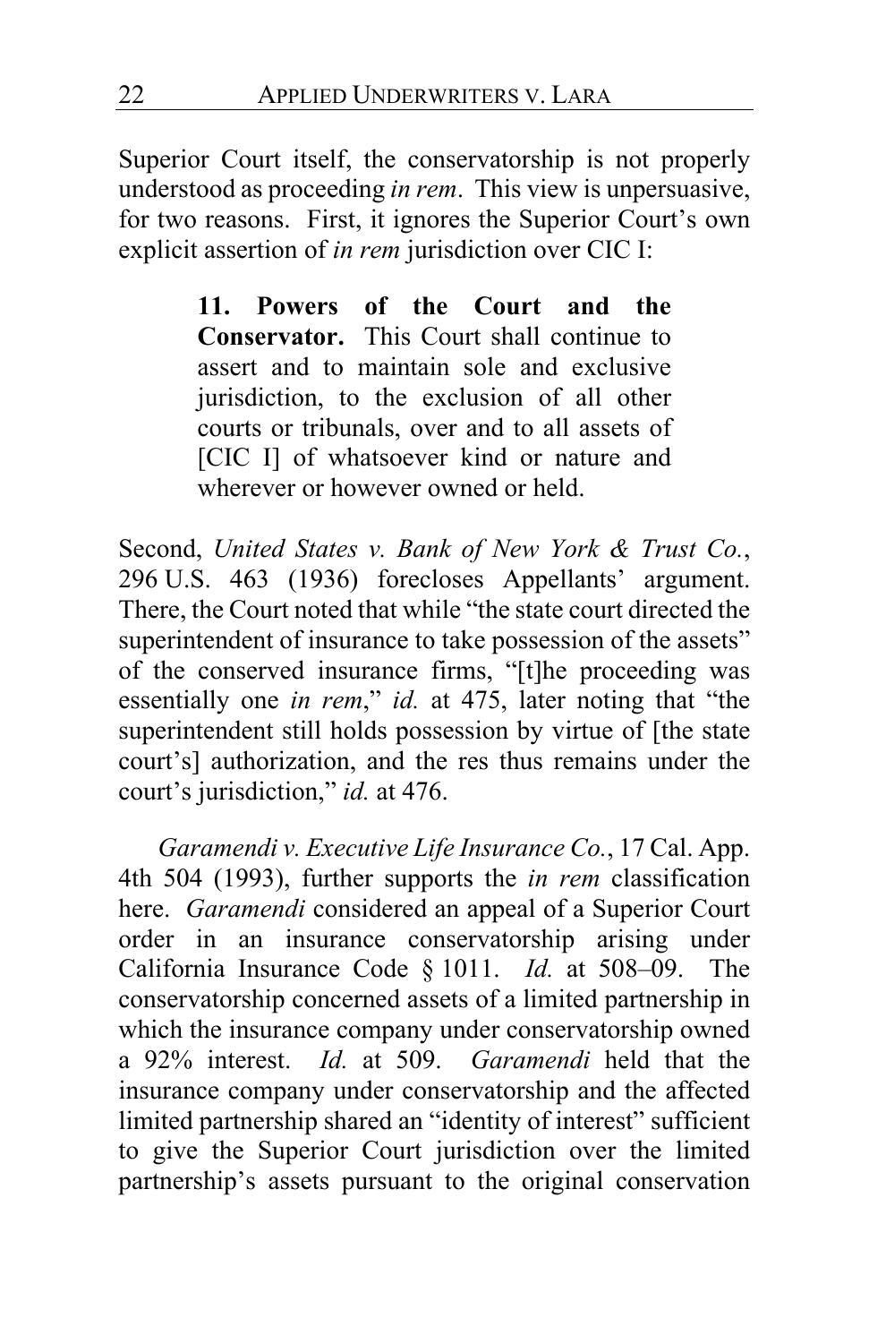Superior Court itself, the conservatorship is not properly understood as proceeding *in rem*. This view is unpersuasive, for two reasons. First, it ignores the Superior Court's own explicit assertion of *in rem* jurisdiction over CIC I:

> **11. Powers of the Court and the Conservator.** This Court shall continue to assert and to maintain sole and exclusive jurisdiction, to the exclusion of all other courts or tribunals, over and to all assets of [CIC I] of whatsoever kind or nature and wherever or however owned or held.

Second, *United States v. Bank of New York & Trust Co.*, 296 U.S. 463 (1936) forecloses Appellants' argument. There, the Court noted that while "the state court directed the superintendent of insurance to take possession of the assets" of the conserved insurance firms, "[t]he proceeding was essentially one *in rem*," *id.* at 475, later noting that "the superintendent still holds possession by virtue of [the state court's] authorization, and the res thus remains under the court's jurisdiction," *id.* at 476.

*Garamendi v. Executive Life Insurance Co.*, 17 Cal. App. 4th 504 (1993), further supports the *in rem* classification here. *Garamendi* considered an appeal of a Superior Court order in an insurance conservatorship arising under California Insurance Code § 1011. *Id.* at 508–09. The conservatorship concerned assets of a limited partnership in which the insurance company under conservatorship owned a 92% interest. *Id.* at 509. *Garamendi* held that the insurance company under conservatorship and the affected limited partnership shared an "identity of interest" sufficient to give the Superior Court jurisdiction over the limited partnership's assets pursuant to the original conservation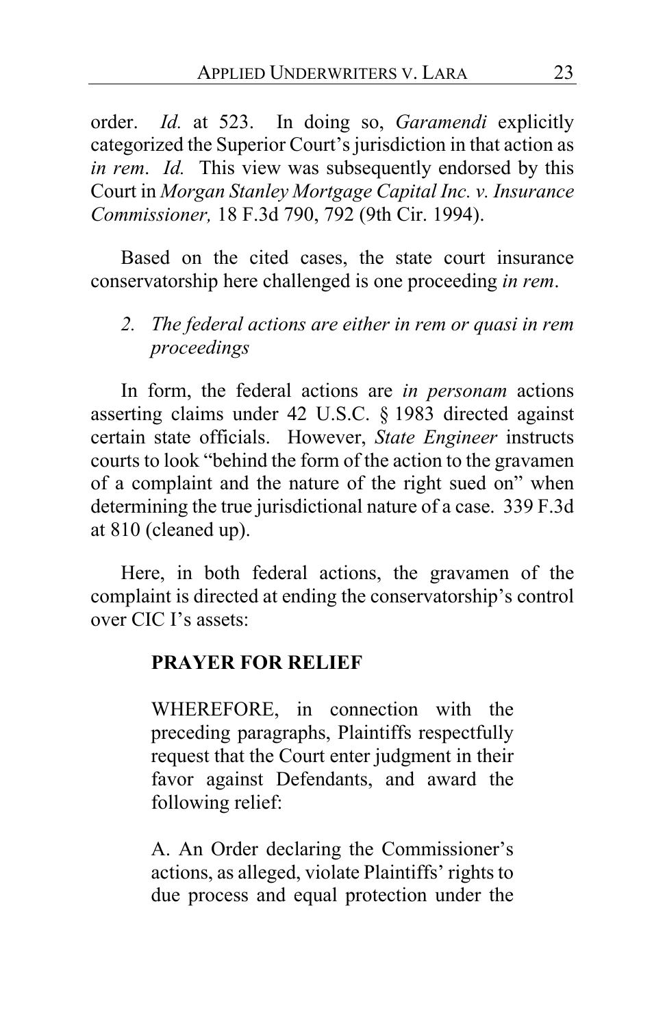order. *Id.* at 523. In doing so, *Garamendi* explicitly categorized the Superior Court's jurisdiction in that action as *in rem*. *Id.* This view was subsequently endorsed by this Court in *Morgan Stanley Mortgage Capital Inc. v. Insurance Commissioner,* 18 F.3d 790, 792 (9th Cir. 1994).

Based on the cited cases, the state court insurance conservatorship here challenged is one proceeding *in rem*.

*2. The federal actions are either in rem or quasi in rem proceedings*

In form, the federal actions are *in personam* actions asserting claims under 42 U.S.C. § 1983 directed against certain state officials. However, *State Engineer* instructs courts to look "behind the form of the action to the gravamen of a complaint and the nature of the right sued on" when determining the true jurisdictional nature of a case. 339 F.3d at 810 (cleaned up).

Here, in both federal actions, the gravamen of the complaint is directed at ending the conservatorship's control over CIC I's assets:

> **PRAYER FOR RELIEF**
>
> WHEREFORE, in connection with the preceding paragraphs, Plaintiffs respectfully request that the Court enter judgment in their favor against Defendants, and award the following relief:
>
> A. An Order declaring the Commissioner's actions, as alleged, violate Plaintiffs' rights to due process and equal protection under the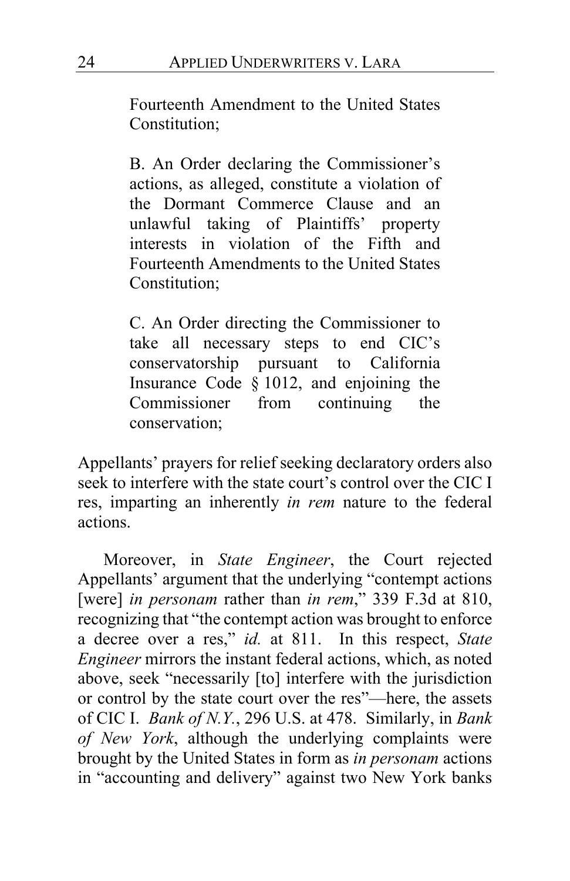> Fourteenth Amendment to the United States Constitution;
>
> B. An Order declaring the Commissioner's actions, as alleged, constitute a violation of the Dormant Commerce Clause and an unlawful taking of Plaintiffs' property interests in violation of the Fifth and Fourteenth Amendments to the United States Constitution;
>
> C. An Order directing the Commissioner to take all necessary steps to end CIC's conservatorship pursuant to California Insurance Code § 1012, and enjoining the Commissioner from continuing the conservation;

Appellants' prayers for relief seeking declaratory orders also seek to interfere with the state court's control over the CIC I res, imparting an inherently *in rem* nature to the federal actions.

Moreover, in *State Engineer*, the Court rejected Appellants' argument that the underlying "contempt actions [were] *in personam* rather than *in rem*," 339 F.3d at 810, recognizing that "the contempt action was brought to enforce a decree over a res," *id.* at 811. In this respect, *State Engineer* mirrors the instant federal actions, which, as noted above, seek "necessarily [to] interfere with the jurisdiction or control by the state court over the res"—here, the assets of CIC I. *Bank of N.Y.*, 296 U.S. at 478. Similarly, in *Bank of New York*, although the underlying complaints were brought by the United States in form as *in personam* actions in "accounting and delivery" against two New York banks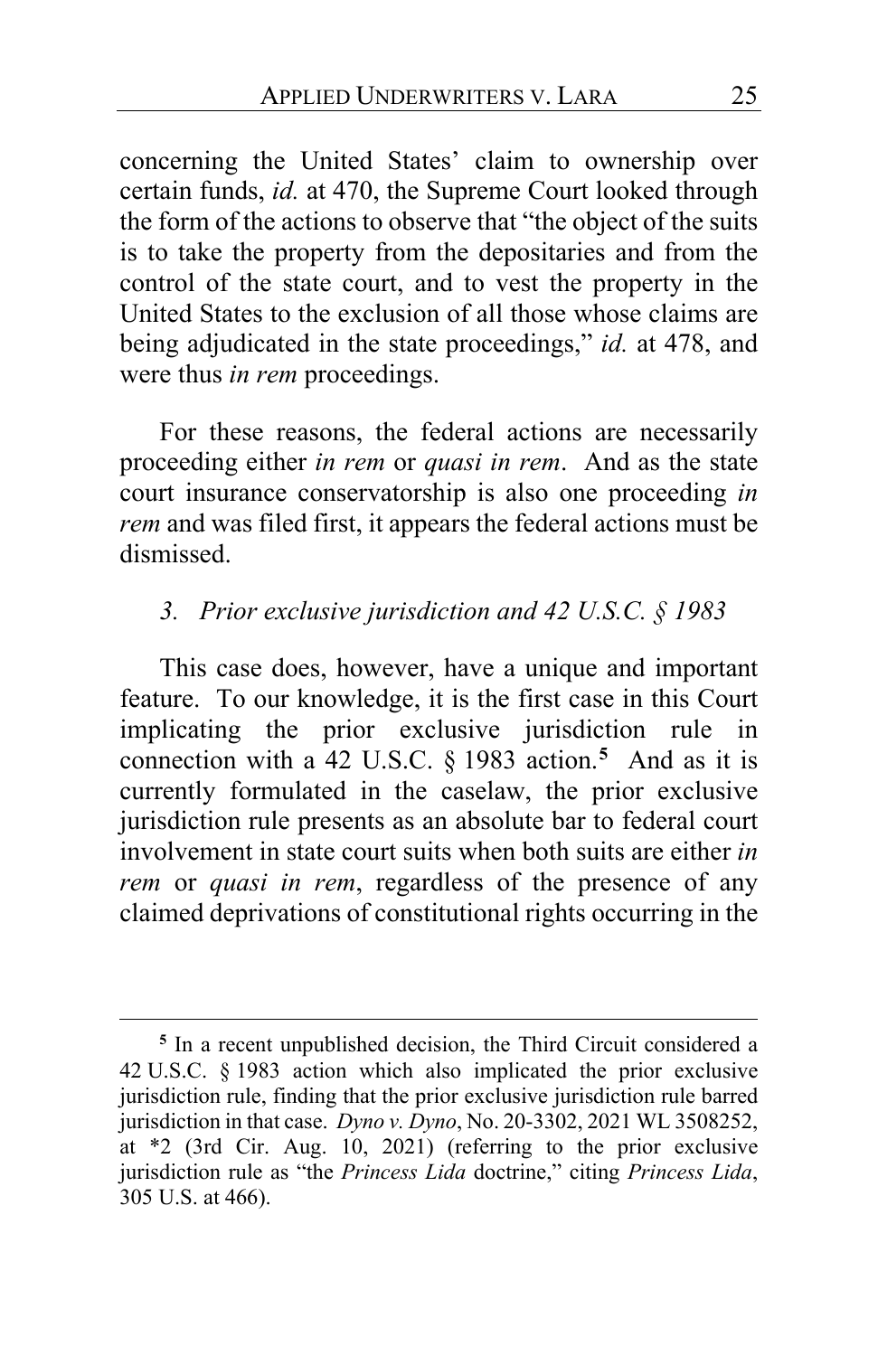concerning the United States' claim to ownership over certain funds, *id.* at 470, the Supreme Court looked through the form of the actions to observe that "the object of the suits is to take the property from the depositaries and from the control of the state court, and to vest the property in the United States to the exclusion of all those whose claims are being adjudicated in the state proceedings," *id.* at 478, and were thus *in rem* proceedings.

For these reasons, the federal actions are necessarily proceeding either *in rem* or *quasi in rem*. And as the state court insurance conservatorship is also one proceeding *in rem* and was filed first, it appears the federal actions must be dismissed.

### *3. Prior exclusive jurisdiction and 42 U.S.C. § 1983*

This case does, however, have a unique and important feature. To our knowledge, it is the first case in this Court implicating the prior exclusive jurisdiction rule in connection with a 42 U.S.C. § 1983 action.[5] And as it is currently formulated in the caselaw, the prior exclusive jurisdiction rule presents as an absolute bar to federal court involvement in state court suits when both suits are either *in rem* or *quasi in rem*, regardless of the presence of any claimed deprivations of constitutional rights occurring in the

---

[5] In a recent unpublished decision, the Third Circuit considered a 42 U.S.C. § 1983 action which also implicated the prior exclusive jurisdiction rule, finding that the prior exclusive jurisdiction rule barred jurisdiction in that case. *Dyno v. Dyno*, No. 20-3302, 2021 WL 3508252, at *2 (3rd Cir. Aug. 10, 2021) (referring to the prior exclusive jurisdiction rule as "the *Princess Lida* doctrine," citing *Princess Lida*, 305 U.S. at 466).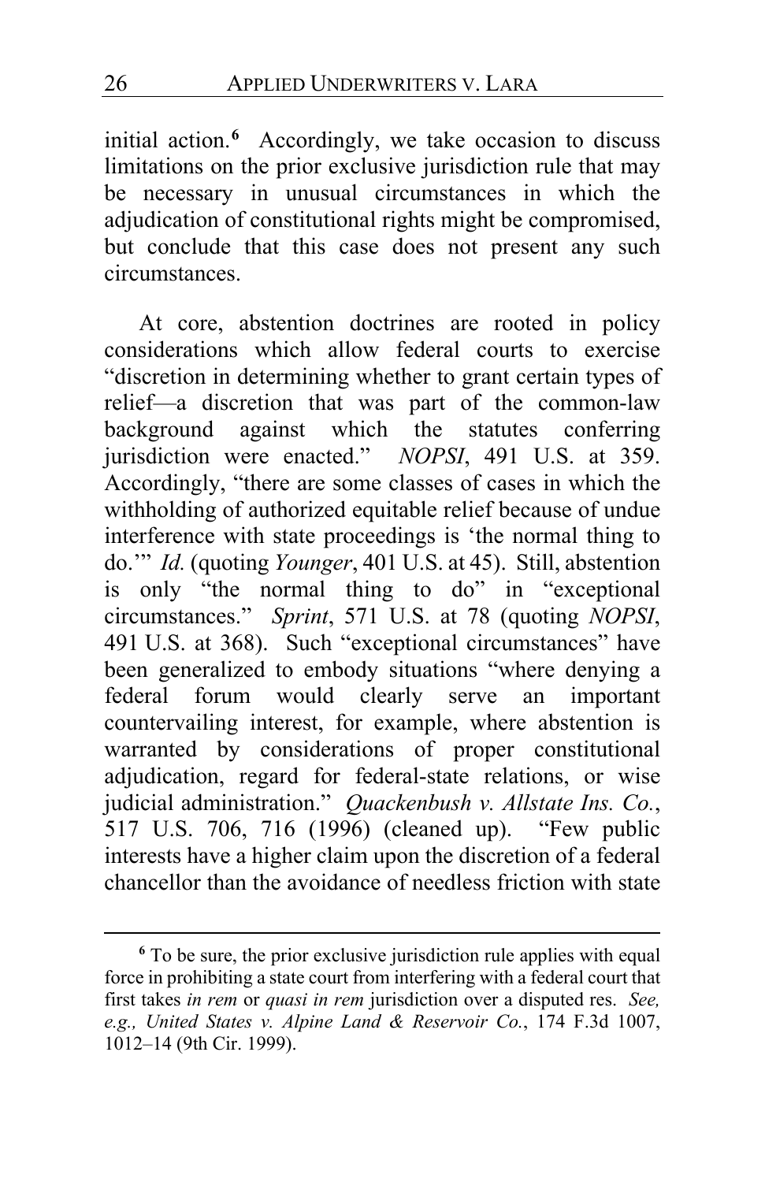initial action.[6] Accordingly, we take occasion to discuss limitations on the prior exclusive jurisdiction rule that may be necessary in unusual circumstances in which the adjudication of constitutional rights might be compromised, but conclude that this case does not present any such circumstances.

At core, abstention doctrines are rooted in policy considerations which allow federal courts to exercise "discretion in determining whether to grant certain types of relief—a discretion that was part of the common-law background against which the statutes conferring jurisdiction were enacted." *NOPSI*, 491 U.S. at 359. Accordingly, "there are some classes of cases in which the withholding of authorized equitable relief because of undue interference with state proceedings is 'the normal thing to do.'" *Id.* (quoting *Younger*, 401 U.S. at 45). Still, abstention is only "the normal thing to do" in "exceptional circumstances." *Sprint*, 571 U.S. at 78 (quoting *NOPSI*, 491 U.S. at 368). Such "exceptional circumstances" have been generalized to embody situations "where denying a federal forum would clearly serve an important countervailing interest, for example, where abstention is warranted by considerations of proper constitutional adjudication, regard for federal-state relations, or wise judicial administration." *Quackenbush v. Allstate Ins. Co.*, 517 U.S. 706, 716 (1996) (cleaned up). "Few public interests have a higher claim upon the discretion of a federal chancellor than the avoidance of needless friction with state

---

[6] To be sure, the prior exclusive jurisdiction rule applies with equal force in prohibiting a state court from interfering with a federal court that first takes *in rem* or *quasi in rem* jurisdiction over a disputed res. *See, e.g., United States v. Alpine Land & Reservoir Co.*, 174 F.3d 1007, 1012–14 (9th Cir. 1999).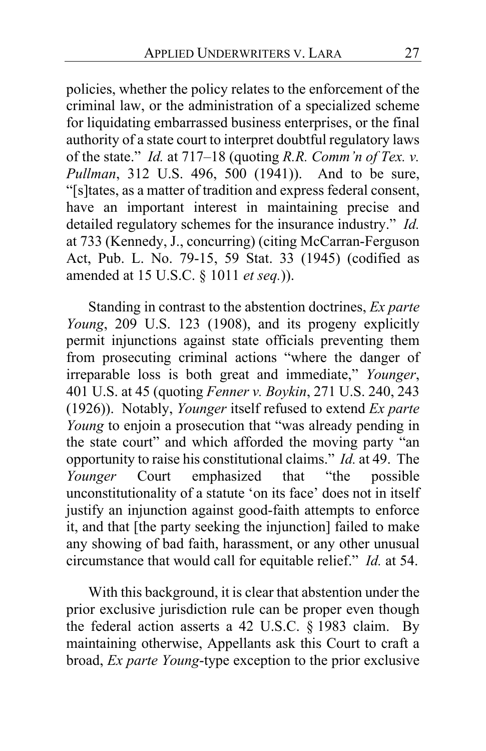policies, whether the policy relates to the enforcement of the criminal law, or the administration of a specialized scheme for liquidating embarrassed business enterprises, or the final authority of a state court to interpret doubtful regulatory laws of the state." *Id.* at 717–18 (quoting *R.R. Comm'n of Tex. v. Pullman*, 312 U.S. 496, 500 (1941)). And to be sure, "[s]tates, as a matter of tradition and express federal consent, have an important interest in maintaining precise and detailed regulatory schemes for the insurance industry." *Id.* at 733 (Kennedy, J., concurring) (citing McCarran-Ferguson Act, Pub. L. No. 79-15, 59 Stat. 33 (1945) (codified as amended at 15 U.S.C. § 1011 *et seq.*)).

Standing in contrast to the abstention doctrines, *Ex parte Young*, 209 U.S. 123 (1908), and its progeny explicitly permit injunctions against state officials preventing them from prosecuting criminal actions "where the danger of irreparable loss is both great and immediate," *Younger*, 401 U.S. at 45 (quoting *Fenner v. Boykin*, 271 U.S. 240, 243 (1926)). Notably, *Younger* itself refused to extend *Ex parte Young* to enjoin a prosecution that "was already pending in the state court" and which afforded the moving party "an opportunity to raise his constitutional claims." *Id.* at 49. The *Younger* Court emphasized that "the possible unconstitutionality of a statute 'on its face' does not in itself justify an injunction against good-faith attempts to enforce it, and that [the party seeking the injunction] failed to make any showing of bad faith, harassment, or any other unusual circumstance that would call for equitable relief." *Id.* at 54.

With this background, it is clear that abstention under the prior exclusive jurisdiction rule can be proper even though the federal action asserts a 42 U.S.C. § 1983 claim. By maintaining otherwise, Appellants ask this Court to craft a broad, *Ex parte Young*-type exception to the prior exclusive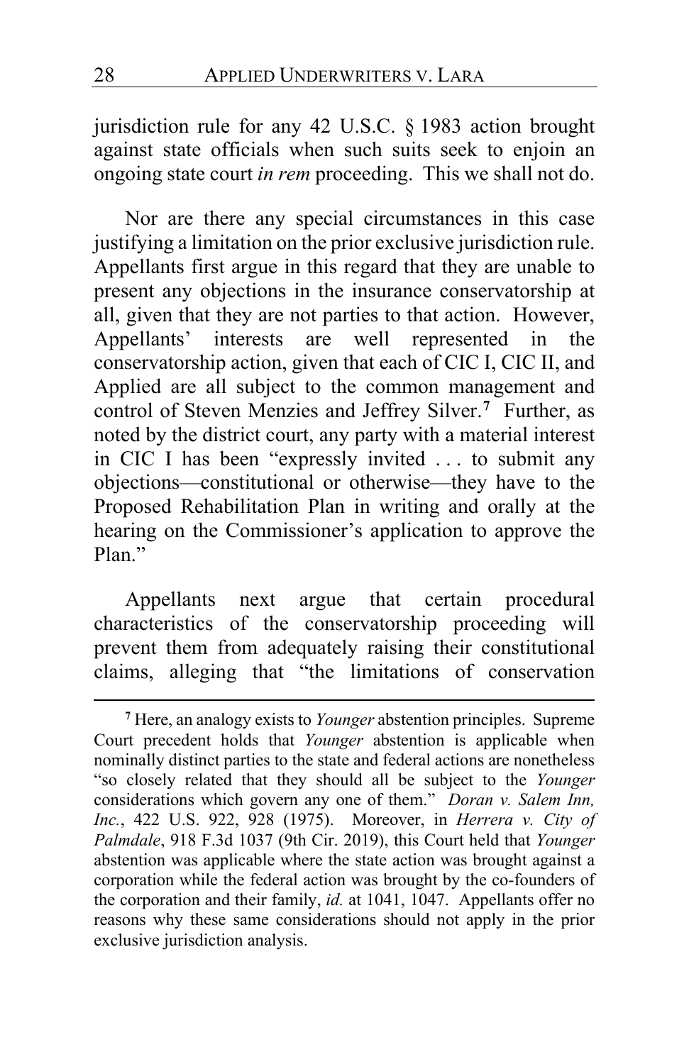jurisdiction rule for any 42 U.S.C. § 1983 action brought against state officials when such suits seek to enjoin an ongoing state court *in rem* proceeding. This we shall not do.

Nor are there any special circumstances in this case justifying a limitation on the prior exclusive jurisdiction rule. Appellants first argue in this regard that they are unable to present any objections in the insurance conservatorship at all, given that they are not parties to that action. However, Appellants' interests are well represented in the conservatorship action, given that each of CIC I, CIC II, and Applied are all subject to the common management and control of Steven Menzies and Jeffrey Silver.[7] Further, as noted by the district court, any party with a material interest in CIC I has been "expressly invited . . . to submit any objections—constitutional or otherwise—they have to the Proposed Rehabilitation Plan in writing and orally at the hearing on the Commissioner's application to approve the Plan."

Appellants next argue that certain procedural characteristics of the conservatorship proceeding will prevent them from adequately raising their constitutional claims, alleging that "the limitations of conservation

---

[7] Here, an analogy exists to *Younger* abstention principles. Supreme Court precedent holds that *Younger* abstention is applicable when nominally distinct parties to the state and federal actions are nonetheless "so closely related that they should all be subject to the *Younger* considerations which govern any one of them." *Doran v. Salem Inn, Inc.*, 422 U.S. 922, 928 (1975). Moreover, in *Herrera v. City of Palmdale*, 918 F.3d 1037 (9th Cir. 2019), this Court held that *Younger* abstention was applicable where the state action was brought against a corporation while the federal action was brought by the co-founders of the corporation and their family, *id.* at 1041, 1047. Appellants offer no reasons why these same considerations should not apply in the prior exclusive jurisdiction analysis.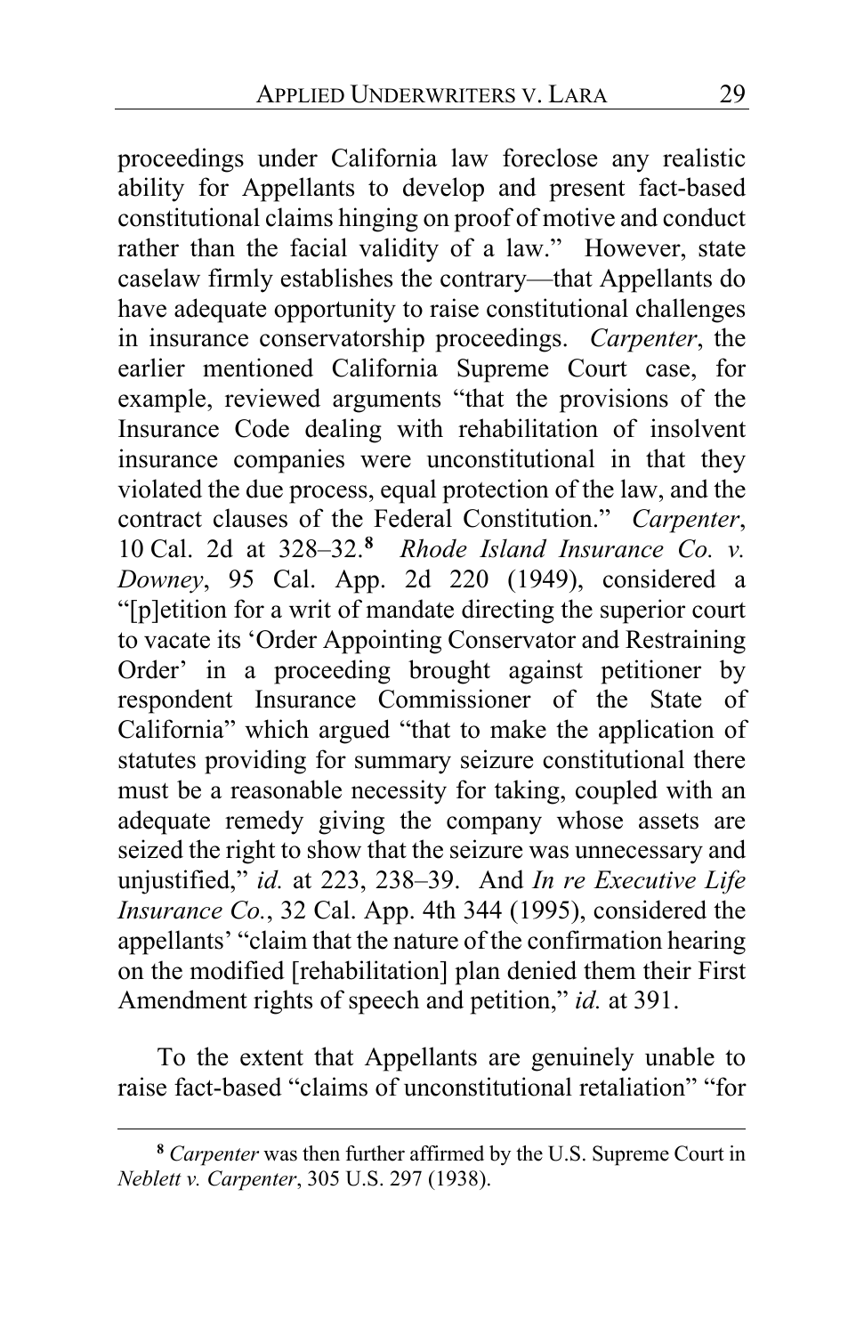proceedings under California law foreclose any realistic ability for Appellants to develop and present fact-based constitutional claims hinging on proof of motive and conduct rather than the facial validity of a law." However, state caselaw firmly establishes the contrary—that Appellants do have adequate opportunity to raise constitutional challenges in insurance conservatorship proceedings. *Carpenter*, the earlier mentioned California Supreme Court case, for example, reviewed arguments "that the provisions of the Insurance Code dealing with rehabilitation of insolvent insurance companies were unconstitutional in that they violated the due process, equal protection of the law, and the contract clauses of the Federal Constitution." *Carpenter*, 10 Cal. 2d at 328–32.[8] *Rhode Island Insurance Co. v. Downey*, 95 Cal. App. 2d 220 (1949), considered a "[p]etition for a writ of mandate directing the superior court to vacate its 'Order Appointing Conservator and Restraining Order' in a proceeding brought against petitioner by respondent Insurance Commissioner of the State of California" which argued "that to make the application of statutes providing for summary seizure constitutional there must be a reasonable necessity for taking, coupled with an adequate remedy giving the company whose assets are seized the right to show that the seizure was unnecessary and unjustified," *id.* at 223, 238–39. And *In re Executive Life Insurance Co.*, 32 Cal. App. 4th 344 (1995), considered the appellants' "claim that the nature of the confirmation hearing on the modified [rehabilitation] plan denied them their First Amendment rights of speech and petition," *id.* at 391.

To the extent that Appellants are genuinely unable to raise fact-based "claims of unconstitutional retaliation" "for

[8] *Carpenter* was then further affirmed by the U.S. Supreme Court in *Neblett v. Carpenter*, 305 U.S. 297 (1938).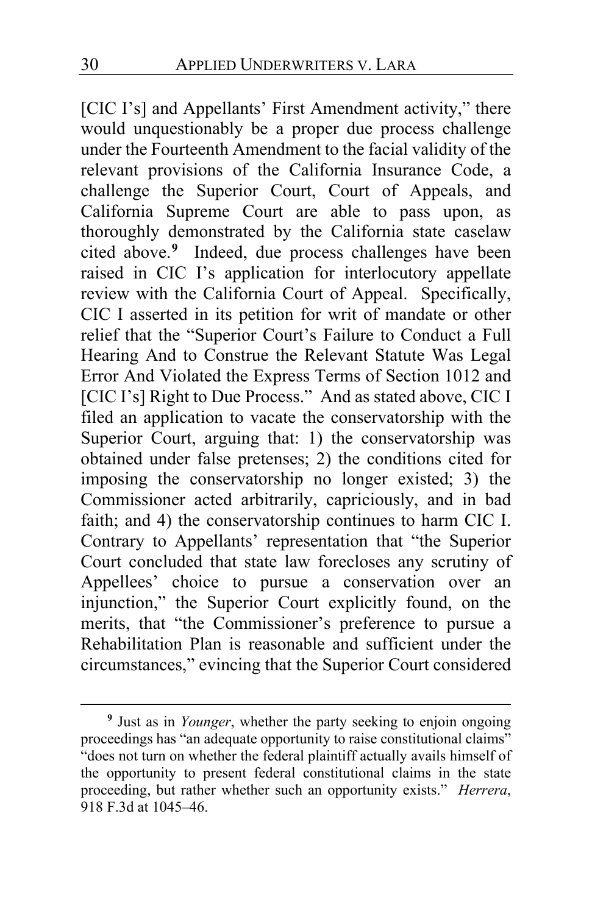[CIC I's] and Appellants' First Amendment activity," there would unquestionably be a proper due process challenge under the Fourteenth Amendment to the facial validity of the relevant provisions of the California Insurance Code, a challenge the Superior Court, Court of Appeals, and California Supreme Court are able to pass upon, as thoroughly demonstrated by the California state caselaw cited above.[9] Indeed, due process challenges have been raised in CIC I's application for interlocutory appellate review with the California Court of Appeal. Specifically, CIC I asserted in its petition for writ of mandate or other relief that the "Superior Court's Failure to Conduct a Full Hearing And to Construe the Relevant Statute Was Legal Error And Violated the Express Terms of Section 1012 and [CIC I's] Right to Due Process." And as stated above, CIC I filed an application to vacate the conservatorship with the Superior Court, arguing that: 1) the conservatorship was obtained under false pretenses; 2) the conditions cited for imposing the conservatorship no longer existed; 3) the Commissioner acted arbitrarily, capriciously, and in bad faith; and 4) the conservatorship continues to harm CIC I. Contrary to Appellants' representation that "the Superior Court concluded that state law forecloses any scrutiny of Appellees' choice to pursue a conservation over an injunction," the Superior Court explicitly found, on the merits, that "the Commissioner's preference to pursue a Rehabilitation Plan is reasonable and sufficient under the circumstances," evincing that the Superior Court considered

[9] Just as in *Younger*, whether the party seeking to enjoin ongoing proceedings has "an adequate opportunity to raise constitutional claims" "does not turn on whether the federal plaintiff actually avails himself of the opportunity to present federal constitutional claims in the state proceeding, but rather whether such an opportunity exists." *Herrera*, 918 F.3d at 1045–46.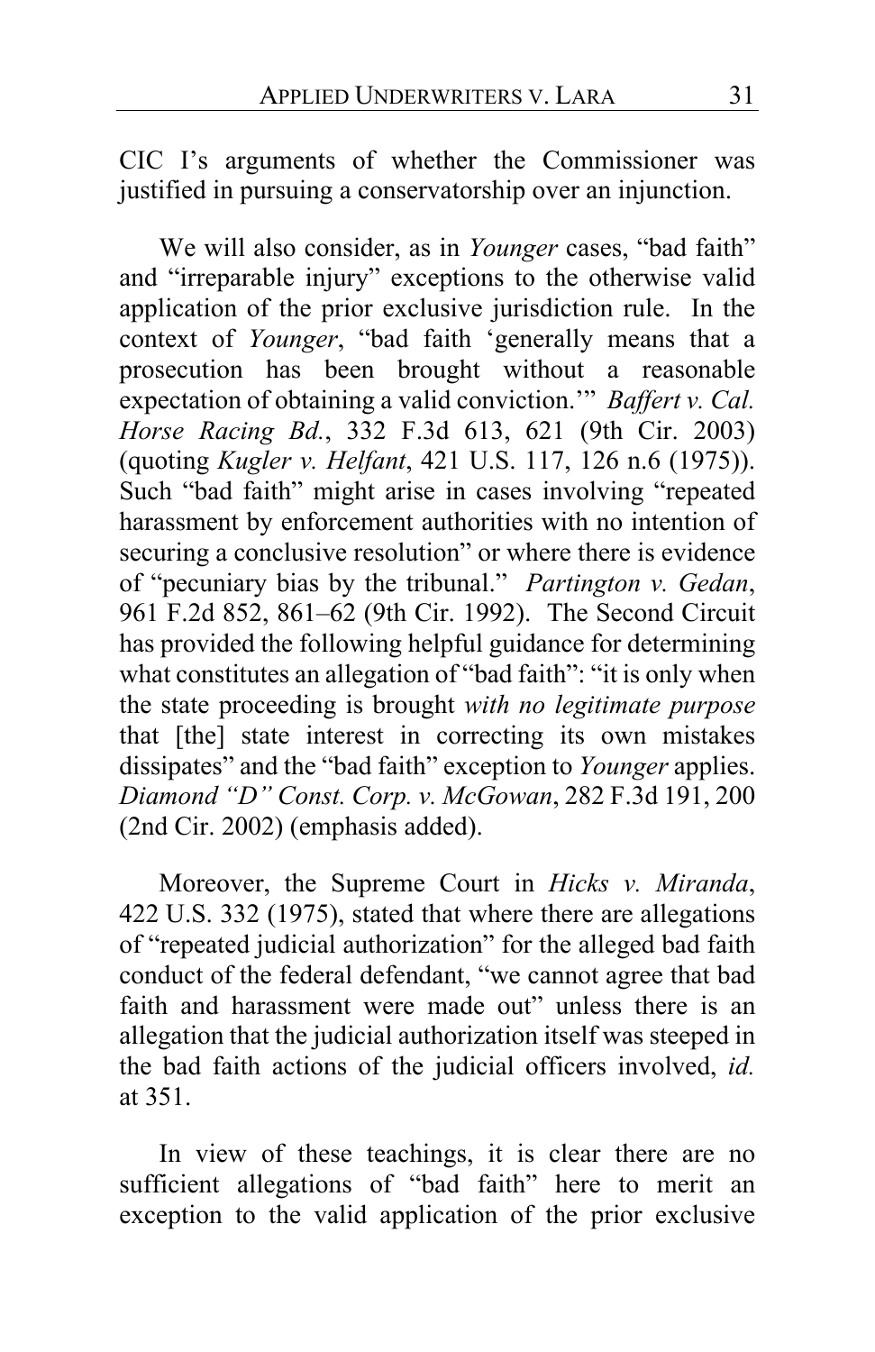CIC I's arguments of whether the Commissioner was justified in pursuing a conservatorship over an injunction.

We will also consider, as in *Younger* cases, "bad faith" and "irreparable injury" exceptions to the otherwise valid application of the prior exclusive jurisdiction rule. In the context of *Younger*, "bad faith 'generally means that a prosecution has been brought without a reasonable expectation of obtaining a valid conviction.'" *Baffert v. Cal. Horse Racing Bd.*, 332 F.3d 613, 621 (9th Cir. 2003) (quoting *Kugler v. Helfant*, 421 U.S. 117, 126 n.6 (1975)). Such "bad faith" might arise in cases involving "repeated harassment by enforcement authorities with no intention of securing a conclusive resolution" or where there is evidence of "pecuniary bias by the tribunal." *Partington v. Gedan*, 961 F.2d 852, 861–62 (9th Cir. 1992). The Second Circuit has provided the following helpful guidance for determining what constitutes an allegation of "bad faith": "it is only when the state proceeding is brought *with no legitimate purpose* that [the] state interest in correcting its own mistakes dissipates" and the "bad faith" exception to *Younger* applies. *Diamond "D" Const. Corp. v. McGowan*, 282 F.3d 191, 200 (2nd Cir. 2002) (emphasis added).

Moreover, the Supreme Court in *Hicks v. Miranda*, 422 U.S. 332 (1975), stated that where there are allegations of "repeated judicial authorization" for the alleged bad faith conduct of the federal defendant, "we cannot agree that bad faith and harassment were made out" unless there is an allegation that the judicial authorization itself was steeped in the bad faith actions of the judicial officers involved, *id.* at 351.

In view of these teachings, it is clear there are no sufficient allegations of "bad faith" here to merit an exception to the valid application of the prior exclusive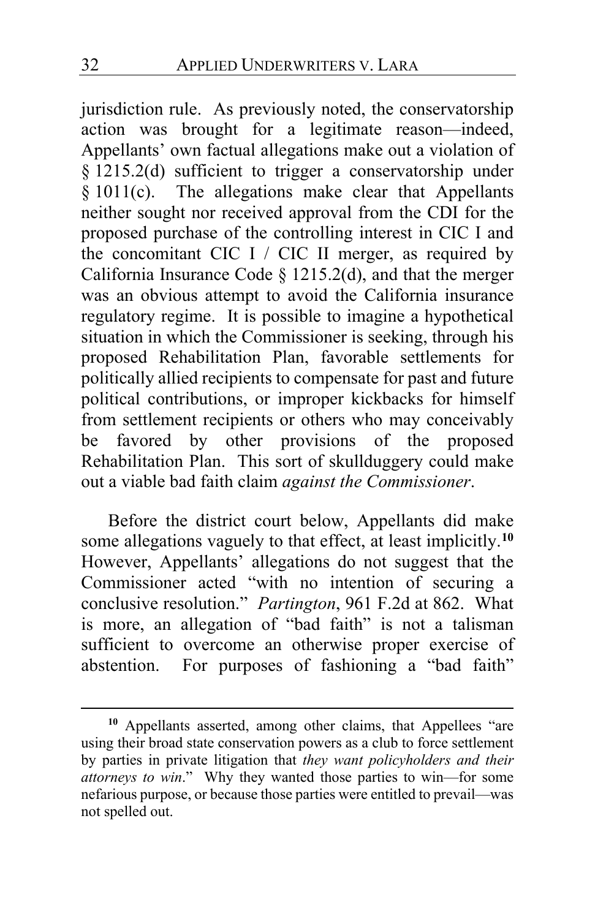jurisdiction rule. As previously noted, the conservatorship action was brought for a legitimate reason—indeed, Appellants' own factual allegations make out a violation of § 1215.2(d) sufficient to trigger a conservatorship under § 1011(c). The allegations make clear that Appellants neither sought nor received approval from the CDI for the proposed purchase of the controlling interest in CIC I and the concomitant CIC I / CIC II merger, as required by California Insurance Code § 1215.2(d), and that the merger was an obvious attempt to avoid the California insurance regulatory regime. It is possible to imagine a hypothetical situation in which the Commissioner is seeking, through his proposed Rehabilitation Plan, favorable settlements for politically allied recipients to compensate for past and future political contributions, or improper kickbacks for himself from settlement recipients or others who may conceivably be favored by other provisions of the proposed Rehabilitation Plan. This sort of skullduggery could make out a viable bad faith claim *against the Commissioner*.

Before the district court below, Appellants did make some allegations vaguely to that effect, at least implicitly.[10] However, Appellants' allegations do not suggest that the Commissioner acted "with no intention of securing a conclusive resolution." *Partington*, 961 F.2d at 862. What is more, an allegation of "bad faith" is not a talisman sufficient to overcome an otherwise proper exercise of abstention. For purposes of fashioning a "bad faith"

---

[10] Appellants asserted, among other claims, that Appellees "are using their broad state conservation powers as a club to force settlement by parties in private litigation that *they want policyholders and their attorneys to win*." Why they wanted those parties to win—for some nefarious purpose, or because those parties were entitled to prevail—was not spelled out.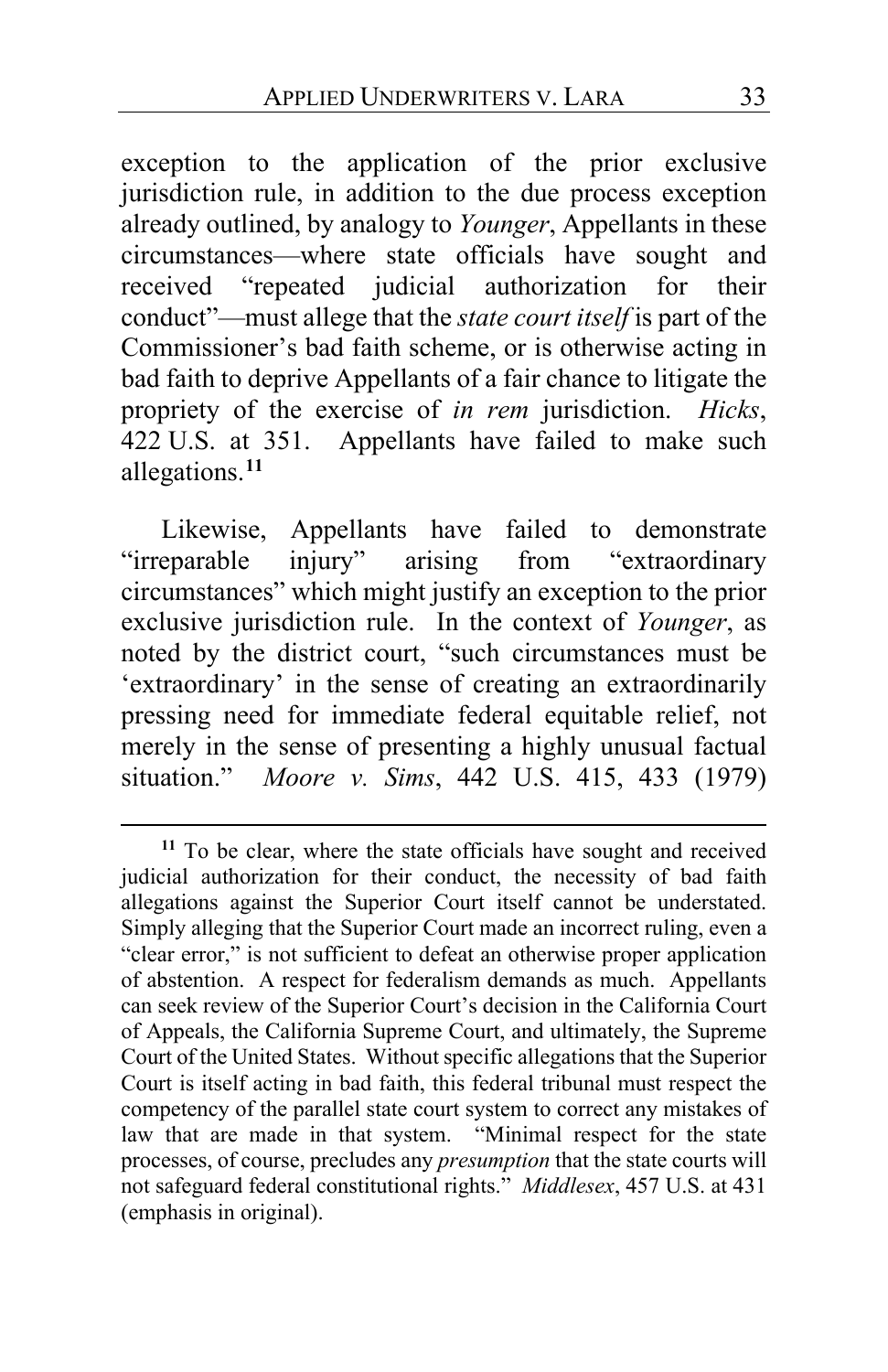exception to the application of the prior exclusive jurisdiction rule, in addition to the due process exception already outlined, by analogy to *Younger*, Appellants in these circumstances—where state officials have sought and received "repeated judicial authorization for their conduct"—must allege that the *state court itself* is part of the Commissioner's bad faith scheme, or is otherwise acting in bad faith to deprive Appellants of a fair chance to litigate the propriety of the exercise of *in rem* jurisdiction. *Hicks*, 422 U.S. at 351. Appellants have failed to make such allegations.[11]

Likewise, Appellants have failed to demonstrate "irreparable injury" arising from "extraordinary circumstances" which might justify an exception to the prior exclusive jurisdiction rule. In the context of *Younger*, as noted by the district court, "such circumstances must be 'extraordinary' in the sense of creating an extraordinarily pressing need for immediate federal equitable relief, not merely in the sense of presenting a highly unusual factual situation." *Moore v. Sims*, 442 U.S. 415, 433 (1979)

---

[11] To be clear, where the state officials have sought and received judicial authorization for their conduct, the necessity of bad faith allegations against the Superior Court itself cannot be understated. Simply alleging that the Superior Court made an incorrect ruling, even a "clear error," is not sufficient to defeat an otherwise proper application of abstention. A respect for federalism demands as much. Appellants can seek review of the Superior Court's decision in the California Court of Appeals, the California Supreme Court, and ultimately, the Supreme Court of the United States. Without specific allegations that the Superior Court is itself acting in bad faith, this federal tribunal must respect the competency of the parallel state court system to correct any mistakes of law that are made in that system. "Minimal respect for the state processes, of course, precludes any *presumption* that the state courts will not safeguard federal constitutional rights." *Middlesex*, 457 U.S. at 431 (emphasis in original).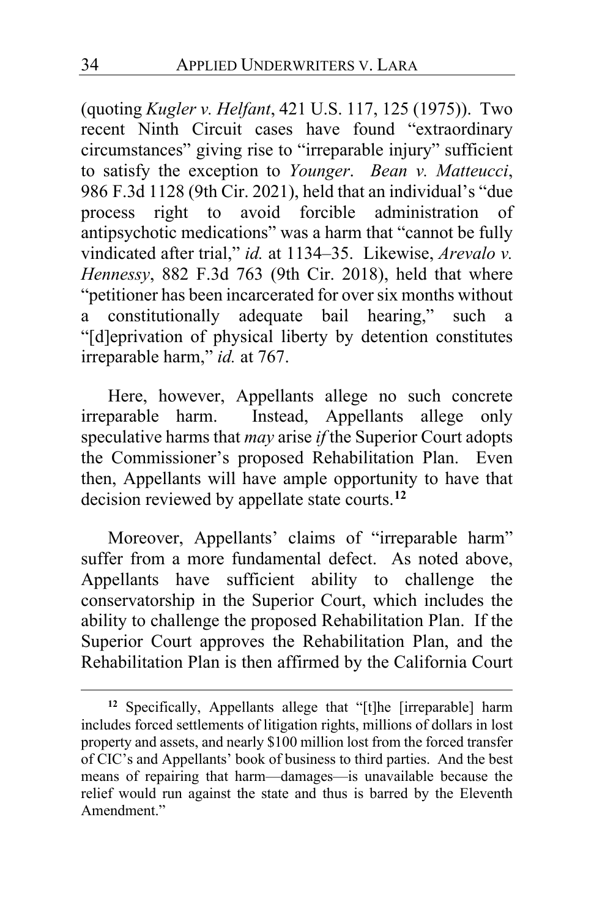(quoting *Kugler v. Helfant*, 421 U.S. 117, 125 (1975)). Two recent Ninth Circuit cases have found "extraordinary circumstances" giving rise to "irreparable injury" sufficient to satisfy the exception to *Younger*. *Bean v. Matteucci*, 986 F.3d 1128 (9th Cir. 2021), held that an individual's "due process right to avoid forcible administration of antipsychotic medications" was a harm that "cannot be fully vindicated after trial," *id.* at 1134–35. Likewise, *Arevalo v. Hennessy*, 882 F.3d 763 (9th Cir. 2018), held that where "petitioner has been incarcerated for over six months without a constitutionally adequate bail hearing," such a "[d]eprivation of physical liberty by detention constitutes irreparable harm," *id.* at 767.

Here, however, Appellants allege no such concrete irreparable harm. Instead, Appellants allege only speculative harms that *may* arise *if* the Superior Court adopts the Commissioner's proposed Rehabilitation Plan. Even then, Appellants will have ample opportunity to have that decision reviewed by appellate state courts.[12]

Moreover, Appellants' claims of "irreparable harm" suffer from a more fundamental defect. As noted above, Appellants have sufficient ability to challenge the conservatorship in the Superior Court, which includes the ability to challenge the proposed Rehabilitation Plan. If the Superior Court approves the Rehabilitation Plan, and the Rehabilitation Plan is then affirmed by the California Court

---

[12] Specifically, Appellants allege that "[t]he [irreparable] harm includes forced settlements of litigation rights, millions of dollars in lost property and assets, and nearly $100 million lost from the forced transfer of CIC's and Appellants' book of business to third parties. And the best means of repairing that harm—damages—is unavailable because the relief would run against the state and thus is barred by the Eleventh Amendment."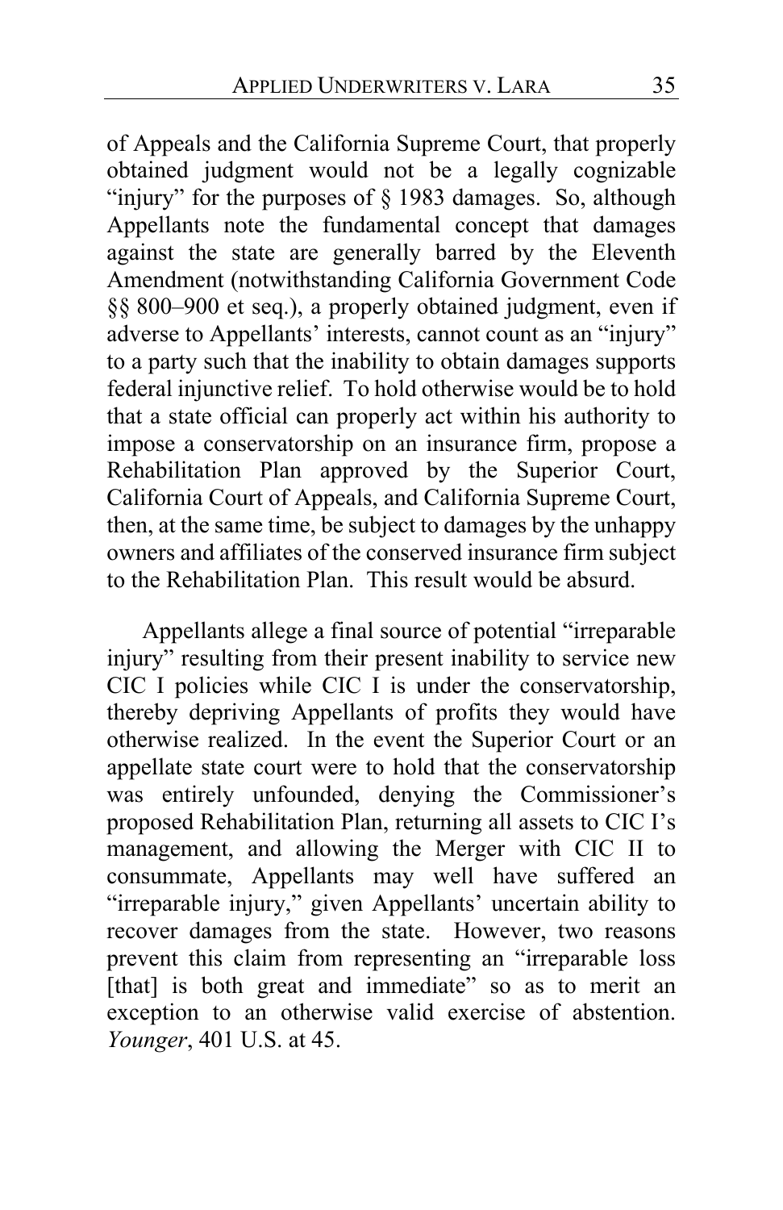of Appeals and the California Supreme Court, that properly obtained judgment would not be a legally cognizable "injury" for the purposes of § 1983 damages. So, although Appellants note the fundamental concept that damages against the state are generally barred by the Eleventh Amendment (notwithstanding California Government Code §§ 800–900 et seq.), a properly obtained judgment, even if adverse to Appellants' interests, cannot count as an "injury" to a party such that the inability to obtain damages supports federal injunctive relief. To hold otherwise would be to hold that a state official can properly act within his authority to impose a conservatorship on an insurance firm, propose a Rehabilitation Plan approved by the Superior Court, California Court of Appeals, and California Supreme Court, then, at the same time, be subject to damages by the unhappy owners and affiliates of the conserved insurance firm subject to the Rehabilitation Plan. This result would be absurd.

Appellants allege a final source of potential "irreparable injury" resulting from their present inability to service new CIC I policies while CIC I is under the conservatorship, thereby depriving Appellants of profits they would have otherwise realized. In the event the Superior Court or an appellate state court were to hold that the conservatorship was entirely unfounded, denying the Commissioner's proposed Rehabilitation Plan, returning all assets to CIC I's management, and allowing the Merger with CIC II to consummate, Appellants may well have suffered an "irreparable injury," given Appellants' uncertain ability to recover damages from the state. However, two reasons prevent this claim from representing an "irreparable loss [that] is both great and immediate" so as to merit an exception to an otherwise valid exercise of abstention. *Younger*, 401 U.S. at 45.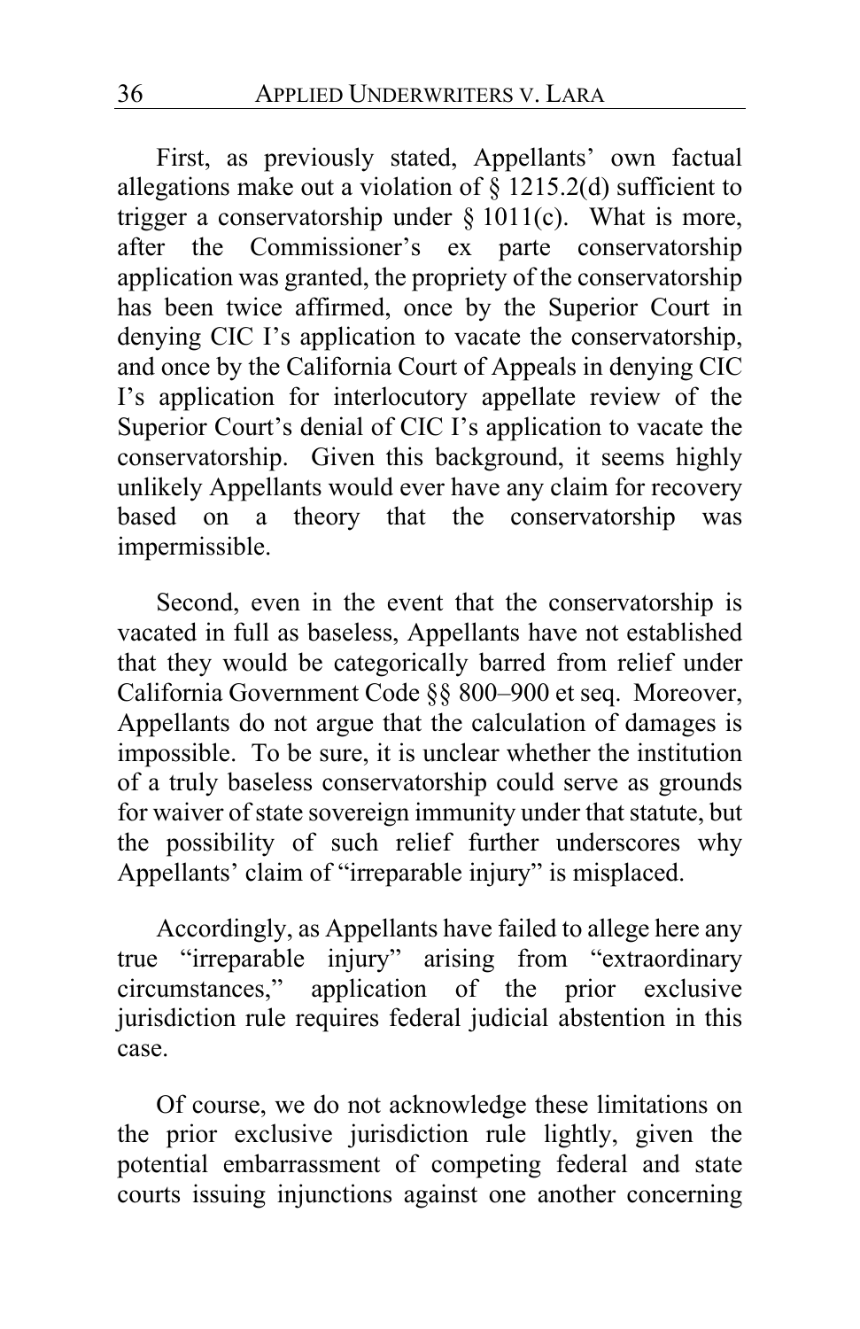First, as previously stated, Appellants' own factual allegations make out a violation of § 1215.2(d) sufficient to trigger a conservatorship under § 1011(c). What is more, after the Commissioner's ex parte conservatorship application was granted, the propriety of the conservatorship has been twice affirmed, once by the Superior Court in denying CIC I's application to vacate the conservatorship, and once by the California Court of Appeals in denying CIC I's application for interlocutory appellate review of the Superior Court's denial of CIC I's application to vacate the conservatorship. Given this background, it seems highly unlikely Appellants would ever have any claim for recovery based on a theory that the conservatorship was impermissible.

Second, even in the event that the conservatorship is vacated in full as baseless, Appellants have not established that they would be categorically barred from relief under California Government Code §§ 800–900 et seq. Moreover, Appellants do not argue that the calculation of damages is impossible. To be sure, it is unclear whether the institution of a truly baseless conservatorship could serve as grounds for waiver of state sovereign immunity under that statute, but the possibility of such relief further underscores why Appellants' claim of "irreparable injury" is misplaced.

Accordingly, as Appellants have failed to allege here any true "irreparable injury" arising from "extraordinary circumstances," application of the prior exclusive jurisdiction rule requires federal judicial abstention in this case.

Of course, we do not acknowledge these limitations on the prior exclusive jurisdiction rule lightly, given the potential embarrassment of competing federal and state courts issuing injunctions against one another concerning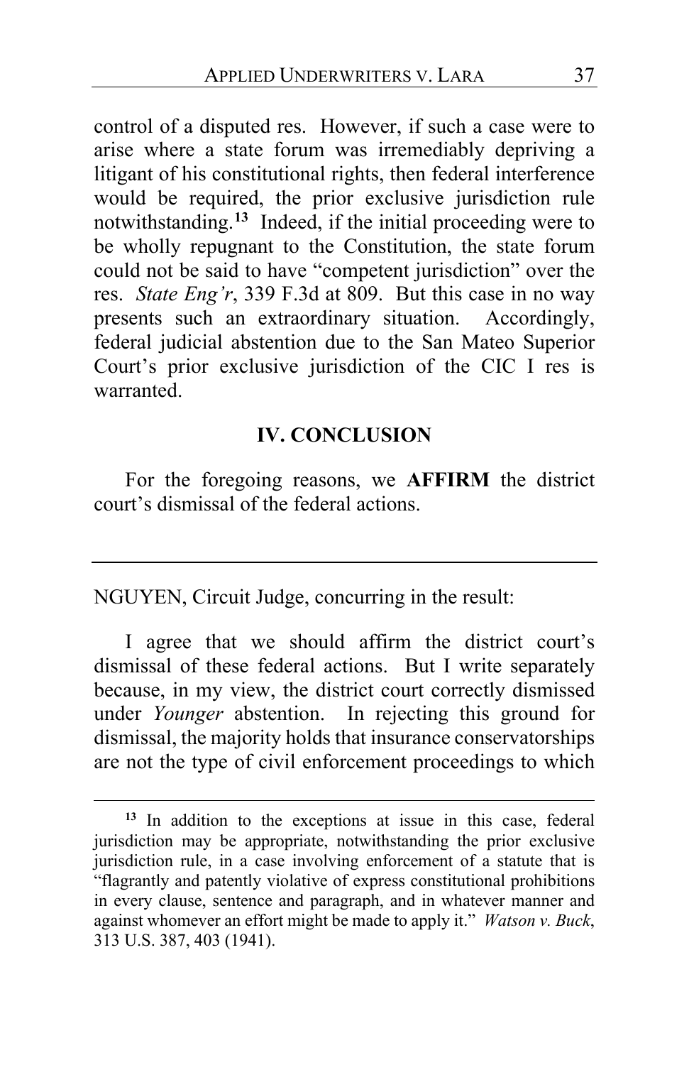control of a disputed res. However, if such a case were to arise where a state forum was irremediably depriving a litigant of his constitutional rights, then federal interference would be required, the prior exclusive jurisdiction rule notwithstanding.[13] Indeed, if the initial proceeding were to be wholly repugnant to the Constitution, the state forum could not be said to have "competent jurisdiction" over the res. *State Eng'r*, 339 F.3d at 809. But this case in no way presents such an extraordinary situation. Accordingly, federal judicial abstention due to the San Mateo Superior Court's prior exclusive jurisdiction of the CIC I res is warranted.

## IV. CONCLUSION

For the foregoing reasons, we **AFFIRM** the district court's dismissal of the federal actions.

---

NGUYEN, Circuit Judge, concurring in the result:

I agree that we should affirm the district court's dismissal of these federal actions. But I write separately because, in my view, the district court correctly dismissed under *Younger* abstention. In rejecting this ground for dismissal, the majority holds that insurance conservatorships are not the type of civil enforcement proceedings to which

---

[13] In addition to the exceptions at issue in this case, federal jurisdiction may be appropriate, notwithstanding the prior exclusive jurisdiction rule, in a case involving enforcement of a statute that is "flagrantly and patently violative of express constitutional prohibitions in every clause, sentence and paragraph, and in whatever manner and against whomever an effort might be made to apply it." *Watson v. Buck*, 313 U.S. 387, 403 (1941).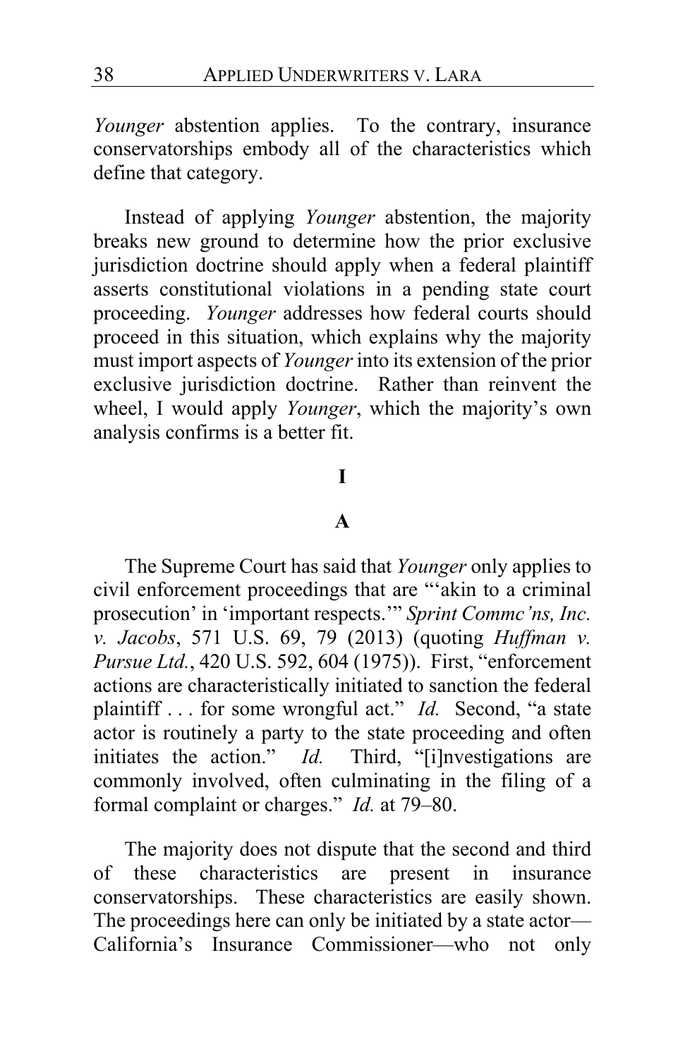*Younger* abstention applies. To the contrary, insurance conservatorships embody all of the characteristics which define that category.

Instead of applying *Younger* abstention, the majority breaks new ground to determine how the prior exclusive jurisdiction doctrine should apply when a federal plaintiff asserts constitutional violations in a pending state court proceeding. *Younger* addresses how federal courts should proceed in this situation, which explains why the majority must import aspects of *Younger* into its extension of the prior exclusive jurisdiction doctrine. Rather than reinvent the wheel, I would apply *Younger*, which the majority's own analysis confirms is a better fit.

# I

## A

The Supreme Court has said that *Younger* only applies to civil enforcement proceedings that are "'akin to a criminal prosecution' in 'important respects.'" *Sprint Commc'ns, Inc. v. Jacobs*, 571 U.S. 69, 79 (2013) (quoting *Huffman v. Pursue Ltd.*, 420 U.S. 592, 604 (1975)). First, "enforcement actions are characteristically initiated to sanction the federal plaintiff . . . for some wrongful act." *Id.* Second, "a state actor is routinely a party to the state proceeding and often initiates the action." *Id.* Third, "[i]nvestigations are commonly involved, often culminating in the filing of a formal complaint or charges." *Id.* at 79–80.

The majority does not dispute that the second and third of these characteristics are present in insurance conservatorships. These characteristics are easily shown. The proceedings here can only be initiated by a state actor—California's Insurance Commissioner—who not only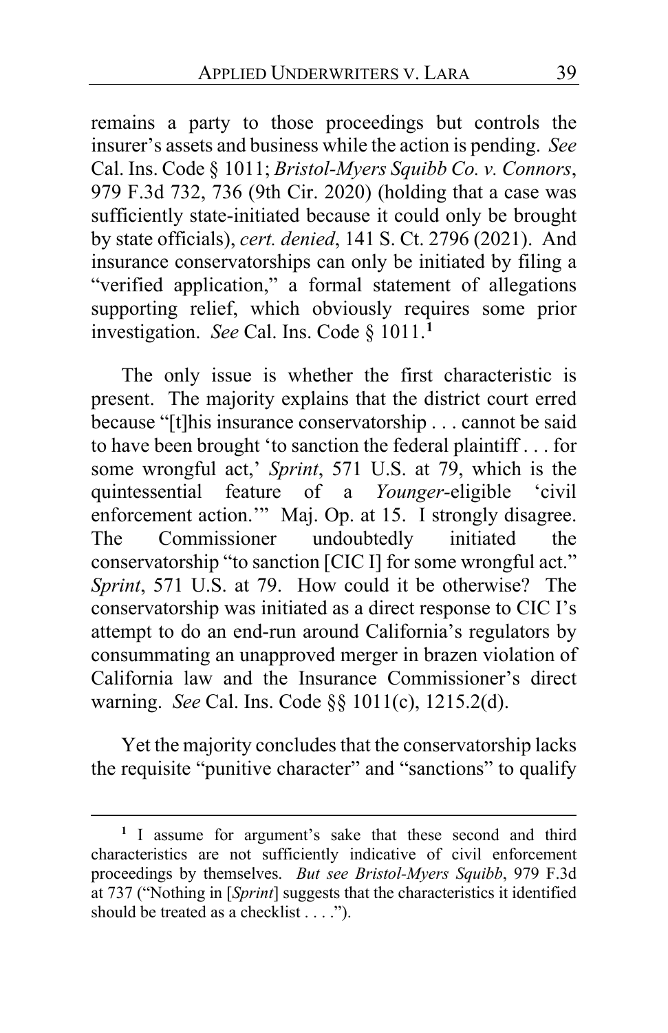remains a party to those proceedings but controls the insurer's assets and business while the action is pending. *See* Cal. Ins. Code § 1011; *Bristol-Myers Squibb Co. v. Connors*, 979 F.3d 732, 736 (9th Cir. 2020) (holding that a case was sufficiently state-initiated because it could only be brought by state officials), *cert. denied*, 141 S. Ct. 2796 (2021). And insurance conservatorships can only be initiated by filing a "verified application," a formal statement of allegations supporting relief, which obviously requires some prior investigation. *See* Cal. Ins. Code § 1011.[1]

The only issue is whether the first characteristic is present. The majority explains that the district court erred because "[t]his insurance conservatorship . . . cannot be said to have been brought 'to sanction the federal plaintiff . . . for some wrongful act,' *Sprint*, 571 U.S. at 79, which is the quintessential feature of a *Younger*-eligible 'civil enforcement action.'" Maj. Op. at 15. I strongly disagree. The Commissioner undoubtedly initiated the conservatorship "to sanction [CIC I] for some wrongful act." *Sprint*, 571 U.S. at 79. How could it be otherwise? The conservatorship was initiated as a direct response to CIC I's attempt to do an end-run around California's regulators by consummating an unapproved merger in brazen violation of California law and the Insurance Commissioner's direct warning. *See* Cal. Ins. Code §§ 1011(c), 1215.2(d).

Yet the majority concludes that the conservatorship lacks the requisite "punitive character" and "sanctions" to qualify

[1] I assume for argument's sake that these second and third characteristics are not sufficiently indicative of civil enforcement proceedings by themselves. *But see Bristol-Myers Squibb*, 979 F.3d at 737 ("Nothing in [*Sprint*] suggests that the characteristics it identified should be treated as a checklist . . . .").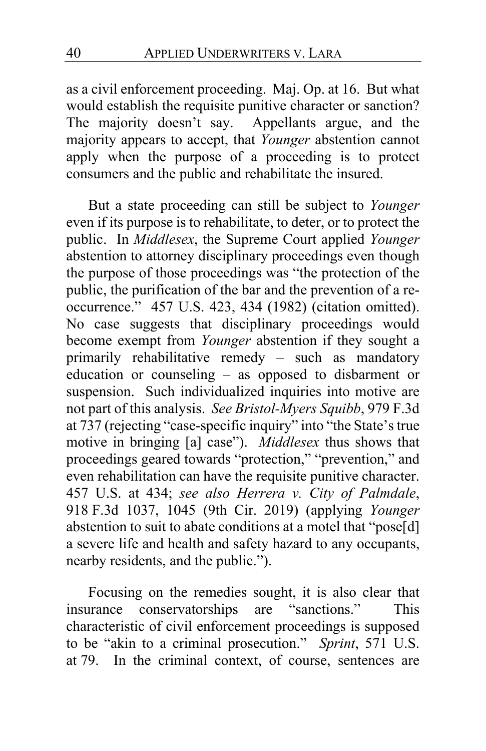as a civil enforcement proceeding. Maj. Op. at 16. But what would establish the requisite punitive character or sanction? The majority doesn't say. Appellants argue, and the majority appears to accept, that *Younger* abstention cannot apply when the purpose of a proceeding is to protect consumers and the public and rehabilitate the insured.

But a state proceeding can still be subject to *Younger* even if its purpose is to rehabilitate, to deter, or to protect the public. In *Middlesex*, the Supreme Court applied *Younger* abstention to attorney disciplinary proceedings even though the purpose of those proceedings was "the protection of the public, the purification of the bar and the prevention of a re-occurrence." 457 U.S. 423, 434 (1982) (citation omitted). No case suggests that disciplinary proceedings would become exempt from *Younger* abstention if they sought a primarily rehabilitative remedy – such as mandatory education or counseling – as opposed to disbarment or suspension. Such individualized inquiries into motive are not part of this analysis. *See Bristol-Myers Squibb*, 979 F.3d at 737 (rejecting "case-specific inquiry" into "the State's true motive in bringing [a] case"). *Middlesex* thus shows that proceedings geared towards "protection," "prevention," and even rehabilitation can have the requisite punitive character. 457 U.S. at 434; *see also Herrera v. City of Palmdale*, 918 F.3d 1037, 1045 (9th Cir. 2019) (applying *Younger* abstention to suit to abate conditions at a motel that "pose[d] a severe life and health and safety hazard to any occupants, nearby residents, and the public.").

Focusing on the remedies sought, it is also clear that insurance conservatorships are "sanctions." This characteristic of civil enforcement proceedings is supposed to be "akin to a criminal prosecution." *Sprint*, 571 U.S. at 79. In the criminal context, of course, sentences are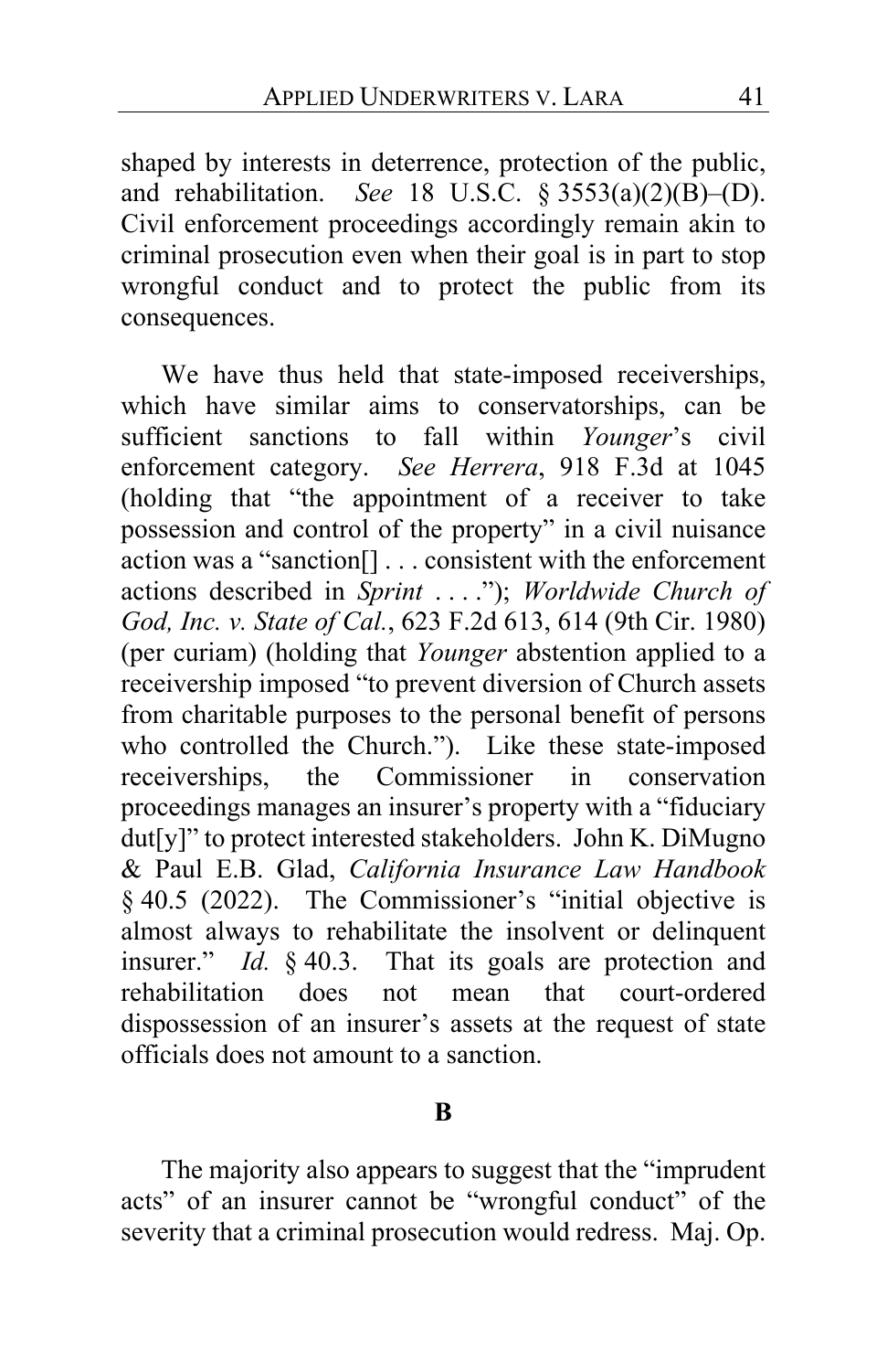shaped by interests in deterrence, protection of the public, and rehabilitation. *See* 18 U.S.C. § 3553(a)(2)(B)–(D). Civil enforcement proceedings accordingly remain akin to criminal prosecution even when their goal is in part to stop wrongful conduct and to protect the public from its consequences.

We have thus held that state-imposed receiverships, which have similar aims to conservatorships, can be sufficient sanctions to fall within *Younger*'s civil enforcement category. *See Herrera*, 918 F.3d at 1045 (holding that "the appointment of a receiver to take possession and control of the property" in a civil nuisance action was a "sanction[] . . . consistent with the enforcement actions described in *Sprint* . . . ."); *Worldwide Church of God, Inc. v. State of Cal.*, 623 F.2d 613, 614 (9th Cir. 1980) (per curiam) (holding that *Younger* abstention applied to a receivership imposed "to prevent diversion of Church assets from charitable purposes to the personal benefit of persons who controlled the Church."). Like these state-imposed receiverships, the Commissioner in conservation proceedings manages an insurer's property with a "fiduciary dut[y]" to protect interested stakeholders. John K. DiMugno & Paul E.B. Glad, *California Insurance Law Handbook* § 40.5 (2022). The Commissioner's "initial objective is almost always to rehabilitate the insolvent or delinquent insurer." *Id.* § 40.3. That its goals are protection and rehabilitation does not mean that court-ordered dispossession of an insurer's assets at the request of state officials does not amount to a sanction.

**B**

The majority also appears to suggest that the "imprudent acts" of an insurer cannot be "wrongful conduct" of the severity that a criminal prosecution would redress. Maj. Op.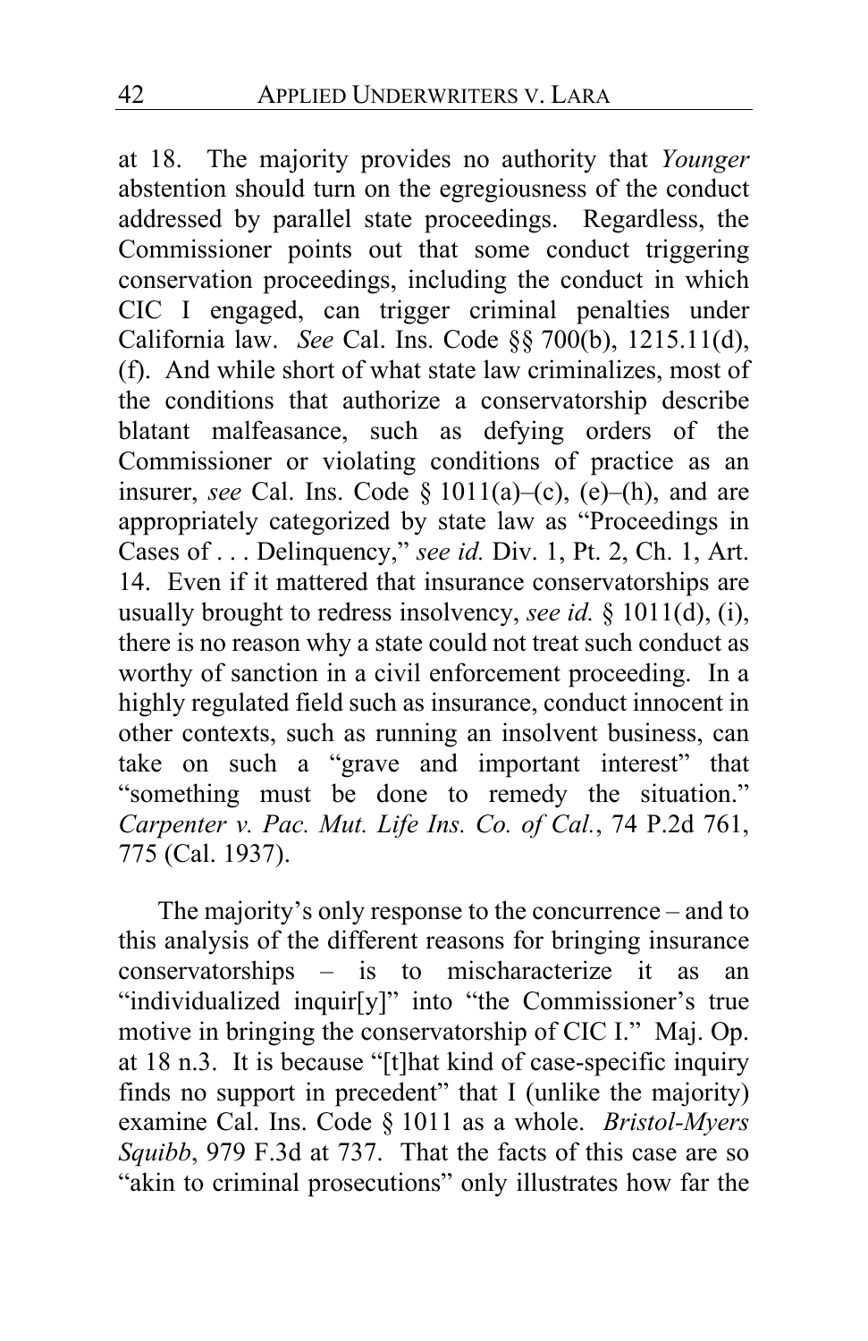at 18. The majority provides no authority that *Younger* abstention should turn on the egregiousness of the conduct addressed by parallel state proceedings. Regardless, the Commissioner points out that some conduct triggering conservation proceedings, including the conduct in which CIC I engaged, can trigger criminal penalties under California law. *See* Cal. Ins. Code §§ 700(b), 1215.11(d), (f). And while short of what state law criminalizes, most of the conditions that authorize a conservatorship describe blatant malfeasance, such as defying orders of the Commissioner or violating conditions of practice as an insurer, *see* Cal. Ins. Code § 1011(a)–(c), (e)–(h), and are appropriately categorized by state law as "Proceedings in Cases of . . . Delinquency," *see id.* Div. 1, Pt. 2, Ch. 1, Art. 14. Even if it mattered that insurance conservatorships are usually brought to redress insolvency, *see id.* § 1011(d), (i), there is no reason why a state could not treat such conduct as worthy of sanction in a civil enforcement proceeding. In a highly regulated field such as insurance, conduct innocent in other contexts, such as running an insolvent business, can take on such a "grave and important interest" that "something must be done to remedy the situation." *Carpenter v. Pac. Mut. Life Ins. Co. of Cal.*, 74 P.2d 761, 775 (Cal. 1937).

The majority's only response to the concurrence – and to this analysis of the different reasons for bringing insurance conservatorships – is to mischaracterize it as an "individualized inquir[y]" into "the Commissioner's true motive in bringing the conservatorship of CIC I." Maj. Op. at 18 n.3. It is because "[t]hat kind of case-specific inquiry finds no support in precedent" that I (unlike the majority) examine Cal. Ins. Code § 1011 as a whole. *Bristol-Myers Squibb*, 979 F.3d at 737. That the facts of this case are so "akin to criminal prosecutions" only illustrates how far the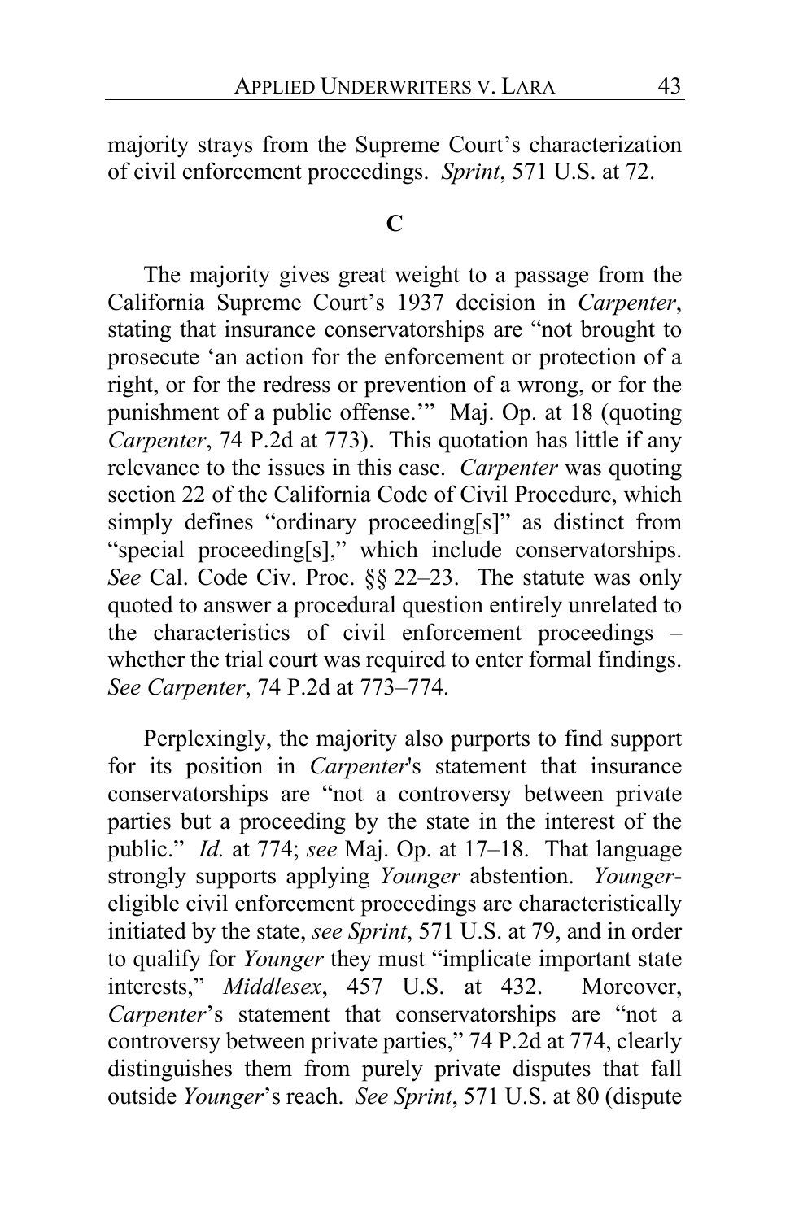majority strays from the Supreme Court's characterization of civil enforcement proceedings. *Sprint*, 571 U.S. at 72.

### C

The majority gives great weight to a passage from the California Supreme Court's 1937 decision in *Carpenter*, stating that insurance conservatorships are "not brought to prosecute 'an action for the enforcement or protection of a right, or for the redress or prevention of a wrong, or for the punishment of a public offense.'" Maj. Op. at 18 (quoting *Carpenter*, 74 P.2d at 773). This quotation has little if any relevance to the issues in this case. *Carpenter* was quoting section 22 of the California Code of Civil Procedure, which simply defines "ordinary proceeding[s]" as distinct from "special proceeding[s]," which include conservatorships. *See* Cal. Code Civ. Proc. §§ 22–23. The statute was only quoted to answer a procedural question entirely unrelated to the characteristics of civil enforcement proceedings – whether the trial court was required to enter formal findings. *See Carpenter*, 74 P.2d at 773–774.

Perplexingly, the majority also purports to find support for its position in *Carpenter*'s statement that insurance conservatorships are "not a controversy between private parties but a proceeding by the state in the interest of the public." *Id.* at 774; *see* Maj. Op. at 17–18. That language strongly supports applying *Younger* abstention. *Younger*-eligible civil enforcement proceedings are characteristically initiated by the state, *see Sprint*, 571 U.S. at 79, and in order to qualify for *Younger* they must "implicate important state interests," *Middlesex*, 457 U.S. at 432. Moreover, *Carpenter*'s statement that conservatorships are "not a controversy between private parties," 74 P.2d at 774, clearly distinguishes them from purely private disputes that fall outside *Younger*'s reach. *See Sprint*, 571 U.S. at 80 (dispute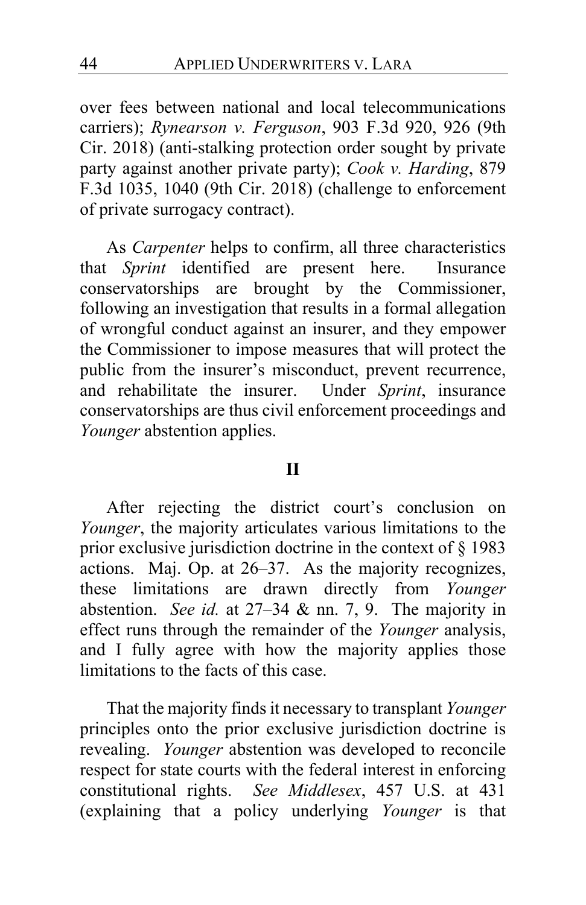over fees between national and local telecommunications carriers); *Rynearson v. Ferguson*, 903 F.3d 920, 926 (9th Cir. 2018) (anti-stalking protection order sought by private party against another private party); *Cook v. Harding*, 879 F.3d 1035, 1040 (9th Cir. 2018) (challenge to enforcement of private surrogacy contract).

As *Carpenter* helps to confirm, all three characteristics that *Sprint* identified are present here. Insurance conservatorships are brought by the Commissioner, following an investigation that results in a formal allegation of wrongful conduct against an insurer, and they empower the Commissioner to impose measures that will protect the public from the insurer's misconduct, prevent recurrence, and rehabilitate the insurer. Under *Sprint*, insurance conservatorships are thus civil enforcement proceedings and *Younger* abstention applies.

## II

After rejecting the district court's conclusion on *Younger*, the majority articulates various limitations to the prior exclusive jurisdiction doctrine in the context of § 1983 actions. Maj. Op. at 26–37. As the majority recognizes, these limitations are drawn directly from *Younger* abstention. *See id.* at 27–34 & nn. 7, 9. The majority in effect runs through the remainder of the *Younger* analysis, and I fully agree with how the majority applies those limitations to the facts of this case.

That the majority finds it necessary to transplant *Younger* principles onto the prior exclusive jurisdiction doctrine is revealing. *Younger* abstention was developed to reconcile respect for state courts with the federal interest in enforcing constitutional rights. *See Middlesex*, 457 U.S. at 431 (explaining that a policy underlying *Younger* is that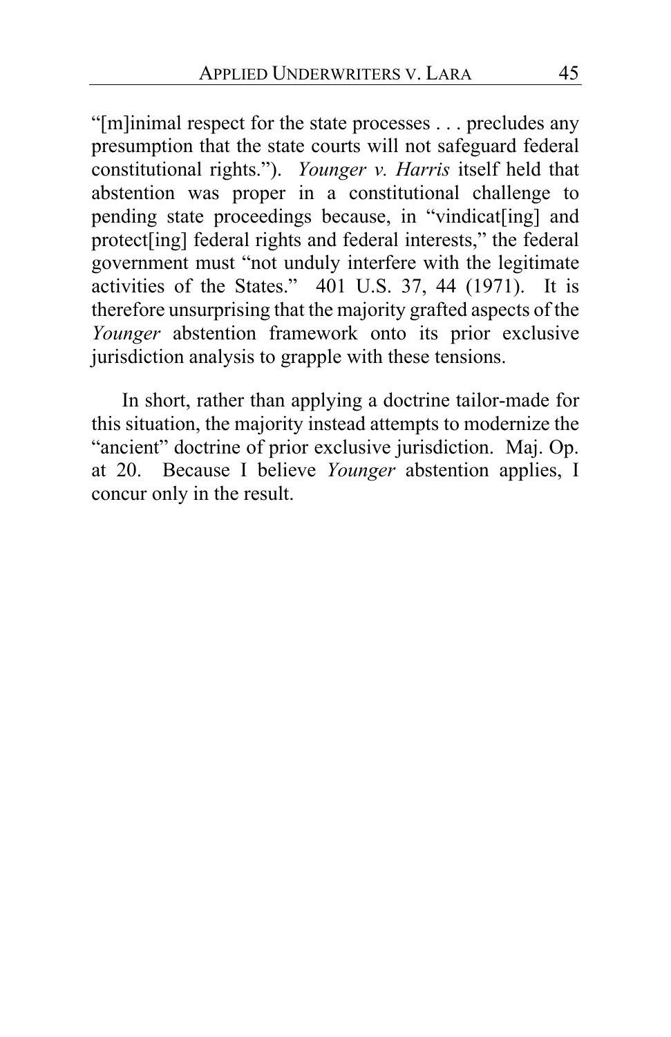"[m]inimal respect for the state processes . . . precludes any presumption that the state courts will not safeguard federal constitutional rights."). *Younger v. Harris* itself held that abstention was proper in a constitutional challenge to pending state proceedings because, in "vindicat[ing] and protect[ing] federal rights and federal interests," the federal government must "not unduly interfere with the legitimate activities of the States." 401 U.S. 37, 44 (1971). It is therefore unsurprising that the majority grafted aspects of the *Younger* abstention framework onto its prior exclusive jurisdiction analysis to grapple with these tensions.

In short, rather than applying a doctrine tailor-made for this situation, the majority instead attempts to modernize the "ancient" doctrine of prior exclusive jurisdiction. Maj. Op. at 20. Because I believe *Younger* abstention applies, I concur only in the result.